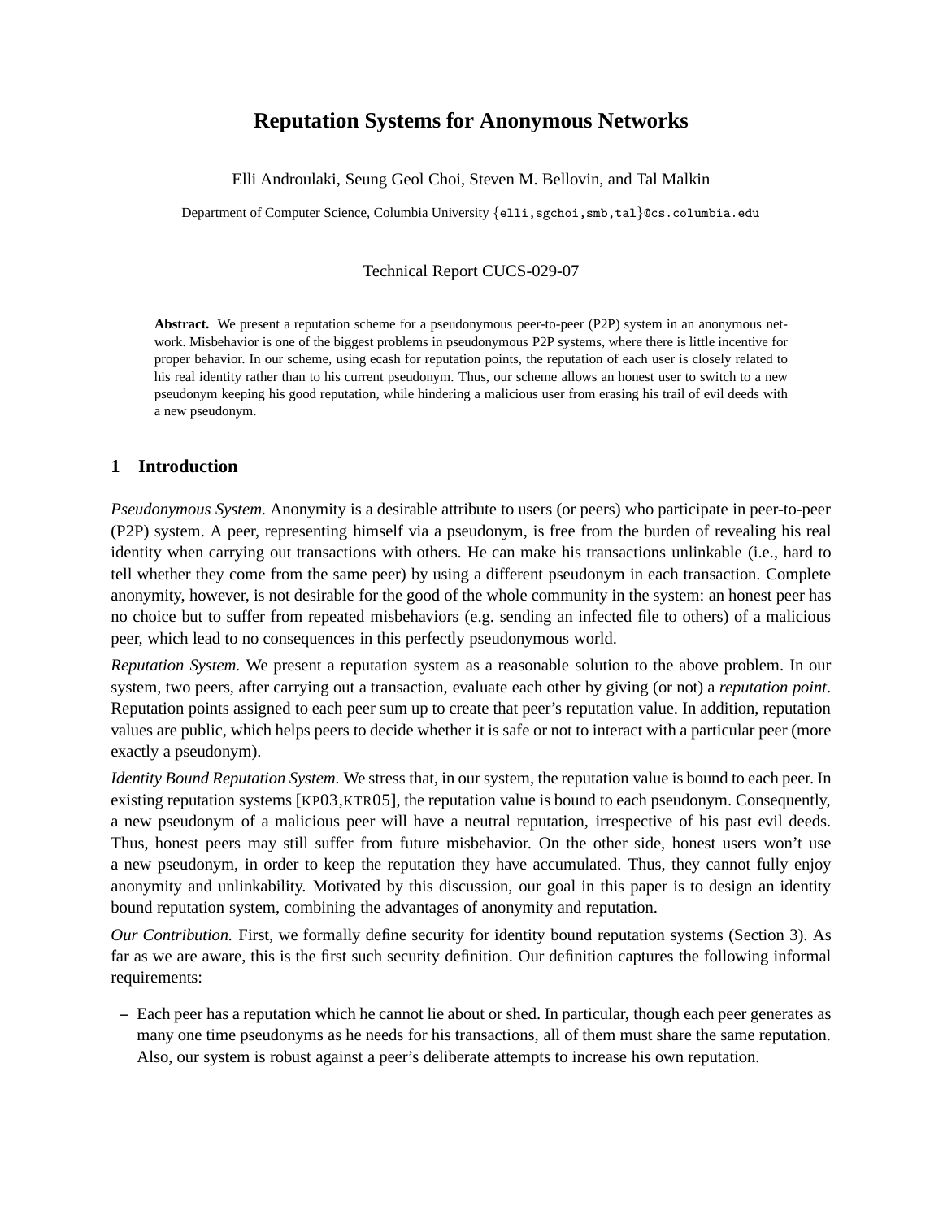# Reputation Systems for Anonymous Networks

Elli Androulaki, Seung Geol Choi, Steven M. Bellovin, and Tal Malkin

Department of Computer Science, Columbia University {elli,sgchoi,smb,tal}@cs.columbia.edu

Technical Report CUCS-029-07

**Abstract.** We present a reputation scheme for a pseudonymous peer-to-peer (P2P) system in an anonymous network. Misbehavior is one of the biggest problems in pseudonymous P2P systems, where there is little incentive for proper behavior. In our scheme, using ecash for reputation points, the reputation of each user is closely related to his real identity rather than to his current pseudonym. Thus, our scheme allows an honest user to switch to a new pseudonym keeping his good reputation, while hindering a malicious user from erasing his trail of evil deeds with a new pseudonym.

## 1 Introduction

*Pseudonymous System.* Anonymity is a desirable attribute to users (or peers) who participate in peer-to-peer (P2P) system. A peer, representing himself via a pseudonym, is free from the burden of revealing his real identity when carrying out transactions with others. He can make his transactions unlinkable (i.e., hard to tell whether they come from the same peer) by using a different pseudonym in each transaction. Complete anonymity, however, is not desirable for the good of the whole community in the system: an honest peer has no choice but to suffer from repeated misbehaviors (e.g. sending an infected file to others) of a malicious peer, which lead to no consequences in this perfectly pseudonymous world.

*Reputation System.* We present a reputation system as a reasonable solution to the above problem. In our system, two peers, after carrying out a transaction, evaluate each other by giving (or not) a *reputation point*. Reputation points assigned to each peer sum up to create that peer's reputation value. In addition, reputation values are public, which helps peers to decide whether it is safe or not to interact with a particular peer (more exactly a pseudonym).

*Identity Bound Reputation System.* We stress that, in our system, the reputation value is bound to each peer. In existing reputation systems [KP03,KTR05], the reputation value is bound to each pseudonym. Consequently, a new pseudonym of a malicious peer will have a neutral reputation, irrespective of his past evil deeds. Thus, honest peers may still suffer from future misbehavior. On the other side, honest users won't use a new pseudonym, in order to keep the reputation they have accumulated. Thus, they cannot fully enjoy anonymity and unlinkability. Motivated by this discussion, our goal in this paper is to design an identity bound reputation system, combining the advantages of anonymity and reputation.

*Our Contribution.* First, we formally define security for identity bound reputation systems (Section 3). As far as we are aware, this is the first such security definition. Our definition captures the following informal requirements:

- Each peer has a reputation which he cannot lie about or shed. In particular, though each peer generates as many one time pseudonyms as he needs for his transactions, all of them must share the same reputation. Also, our system is robust against a peer's deliberate attempts to increase his own reputation.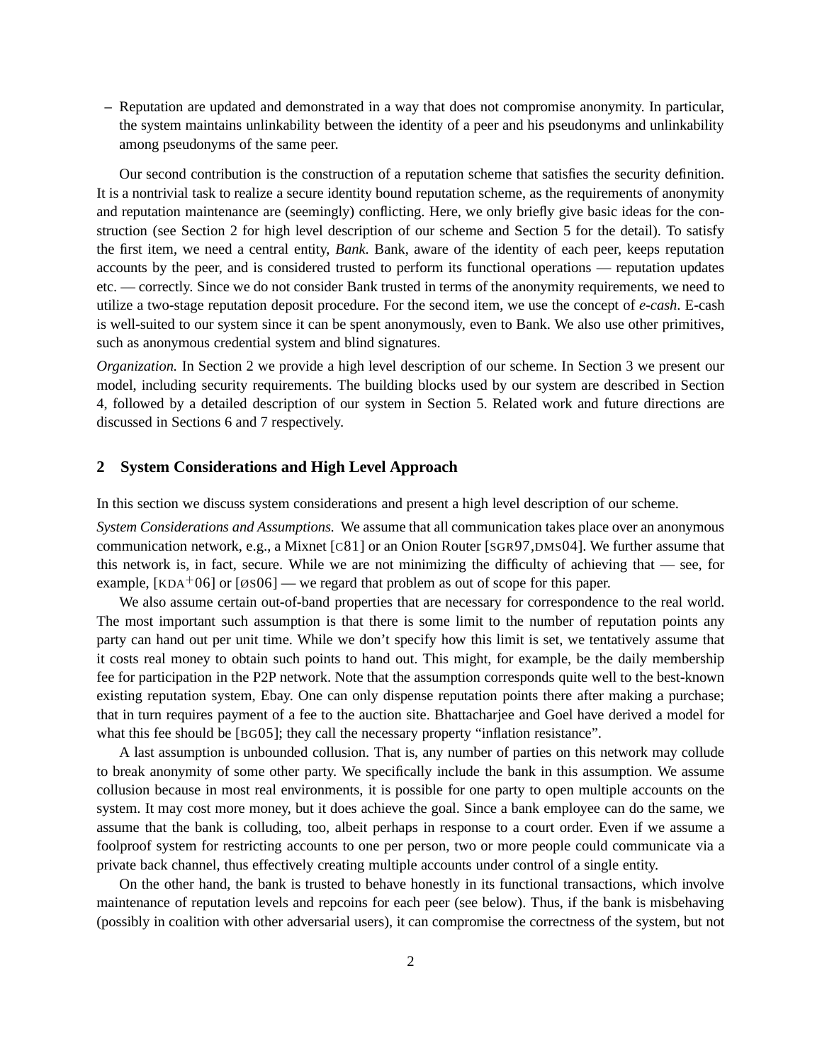– Reputation are updated and demonstrated in a way that does not compromise anonymity. In particular, the system maintains unlinkability between the identity of a peer and his pseudonyms and unlinkability among pseudonyms of the same peer.

Our second contribution is the construction of a reputation scheme that satisfies the security definition. It is a nontrivial task to realize a secure identity bound reputation scheme, as the requirements of anonymity and reputation maintenance are (seemingly) conflicting. Here, we only briefly give basic ideas for the construction (see Section 2 for high level description of our scheme and Section 5 for the detail). To satisfy the first item, we need a central entity, *Bank*. Bank, aware of the identity of each peer, keeps reputation accounts by the peer, and is considered trusted to perform its functional operations — reputation updates etc. — correctly. Since we do not consider Bank trusted in terms of the anonymity requirements, we need to utilize a two-stage reputation deposit procedure. For the second item, we use the concept of *e-cash*. E-cash is well-suited to our system since it can be spent anonymously, even to Bank. We also use other primitives, such as anonymous credential system and blind signatures.

*Organization.* In Section 2 we provide a high level description of our scheme. In Section 3 we present our model, including security requirements. The building blocks used by our system are described in Section 4, followed by a detailed description of our system in Section 5. Related work and future directions are discussed in Sections 6 and 7 respectively.

## 2 System Considerations and High Level Approach

In this section we discuss system considerations and present a high level description of our scheme.

*System Considerations and Assumptions.* We assume that all communication takes place over an anonymous communication network, e.g., a Mixnet [C81] or an Onion Router [SGR97,DMS04]. We further assume that this network is, in fact, secure. While we are not minimizing the difficulty of achieving that — see, for example, [KDA+06] or [ØS06] — we regard that problem as out of scope for this paper.

We also assume certain out-of-band properties that are necessary for correspondence to the real world. The most important such assumption is that there is some limit to the number of reputation points any party can hand out per unit time. While we don't specify how this limit is set, we tentatively assume that it costs real money to obtain such points to hand out. This might, for example, be the daily membership fee for participation in the P2P network. Note that the assumption corresponds quite well to the best-known existing reputation system, Ebay. One can only dispense reputation points there after making a purchase; that in turn requires payment of a fee to the auction site. Bhattacharjee and Goel have derived a model for what this fee should be [BG05]; they call the necessary property "inflation resistance".

A last assumption is unbounded collusion. That is, any number of parties on this network may collude to break anonymity of some other party. We specifically include the bank in this assumption. We assume collusion because in most real environments, it is possible for one party to open multiple accounts on the system. It may cost more money, but it does achieve the goal. Since a bank employee can do the same, we assume that the bank is colluding, too, albeit perhaps in response to a court order. Even if we assume a foolproof system for restricting accounts to one per person, two or more people could communicate via a private back channel, thus effectively creating multiple accounts under control of a single entity.

On the other hand, the bank is trusted to behave honestly in its functional transactions, which involve maintenance of reputation levels and repcoins for each peer (see below). Thus, if the bank is misbehaving (possibly in coalition with other adversarial users), it can compromise the correctness of the system, but not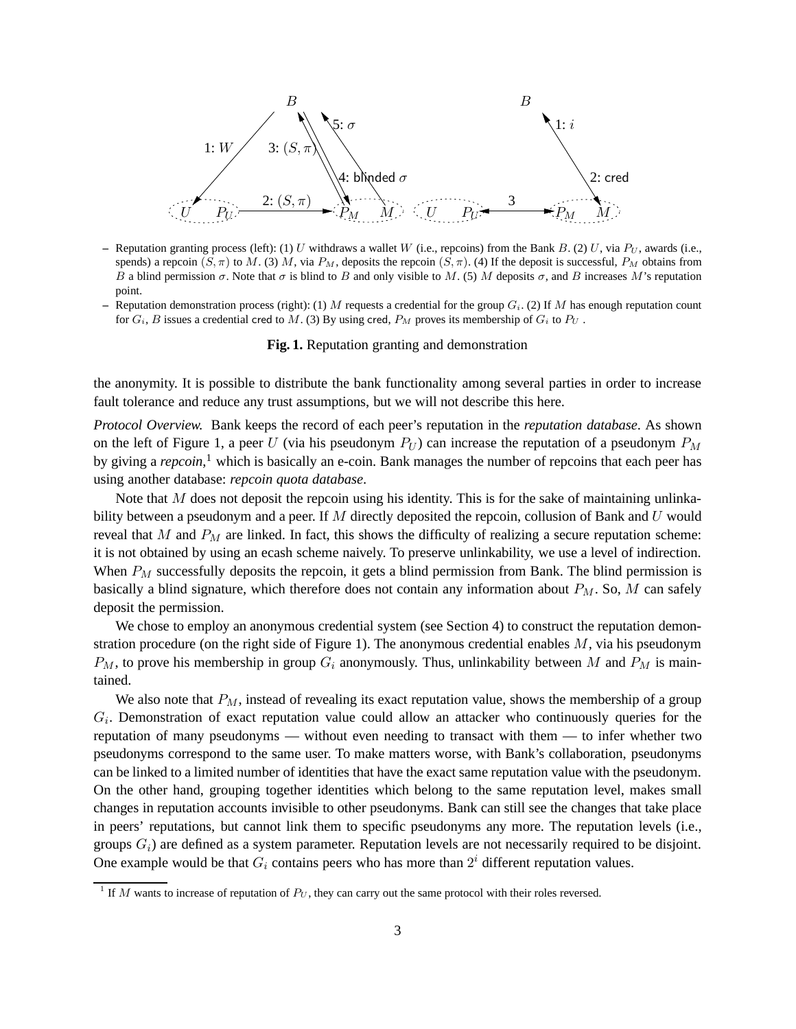– Reputation granting process (left): (1) $U$ withdraws a wallet $W$ (i.e., repcoins) from the Bank $B$. (2) $U$, via $P_U$, awards (i.e., spends) a repcoin $(S, \pi)$ to $M$. (3) $M$, via $P_M$, deposits the repcoin $(S, \pi)$. (4) If the deposit is successful, $P_M$ obtains from $B$ a blind permission $\sigma$. Note that $\sigma$ is blind to $B$ and only visible to $M$. (5) $M$ deposits $\sigma$, and $B$ increases $M$'s reputation point.

– Reputation demonstration process (right): (1) $M$ requests a credential for the group $G_i$. (2) If $M$ has enough reputation count for $G_i$, $B$ issues a credential cred to $M$. (3) By using cred, $P_M$ proves its membership of $G_i$ to $P_U$.

**Fig. 1.** Reputation granting and demonstration

the anonymity. It is possible to distribute the bank functionality among several parties in order to increase fault tolerance and reduce any trust assumptions, but we will not describe this here.

*Protocol Overview.* Bank keeps the record of each peer's reputation in the *reputation database*. As shown on the left of Figure 1, a peer $U$ (via his pseudonym $P_U$) can increase the reputation of a pseudonym $P_M$ by giving a *repcoin*,[1] which is basically an e-coin. Bank manages the number of repcoins that each peer has using another database: *repcoin quota database*.

Note that $M$ does not deposit the repcoin using his identity. This is for the sake of maintaining unlinkability between a pseudonym and a peer. If $M$ directly deposited the repcoin, collusion of Bank and $U$ would reveal that $M$ and $P_M$ are linked. In fact, this shows the difficulty of realizing a secure reputation scheme: it is not obtained by using an ecash scheme naively. To preserve unlinkability, we use a level of indirection. When $P_M$ successfully deposits the repcoin, it gets a blind permission from Bank. The blind permission is basically a blind signature, which therefore does not contain any information about $P_M$. So, $M$ can safely deposit the permission.

We chose to employ an anonymous credential system (see Section 4) to construct the reputation demonstration procedure (on the right side of Figure 1). The anonymous credential enables $M$, via his pseudonym $P_M$, to prove his membership in group $G_i$ anonymously. Thus, unlinkability between $M$ and $P_M$ is maintained.

We also note that $P_M$, instead of revealing its exact reputation value, shows the membership of a group $G_i$. Demonstration of exact reputation value could allow an attacker who continuously queries for the reputation of many pseudonyms — without even needing to transact with them — to infer whether two pseudonyms correspond to the same user. To make matters worse, with Bank's collaboration, pseudonyms can be linked to a limited number of identities that have the exact same reputation value with the pseudonym. On the other hand, grouping together identities which belong to the same reputation level, makes small changes in reputation accounts invisible to other pseudonyms. Bank can still see the changes that take place in peers' reputations, but cannot link them to specific pseudonyms any more. The reputation levels (i.e., groups $G_i$) are defined as a system parameter. Reputation levels are not necessarily required to be disjoint. One example would be that $G_i$ contains peers who has more than $2^i$ different reputation values.

[1] If $M$ wants to increase of reputation of $P_U$, they can carry out the same protocol with their roles reversed.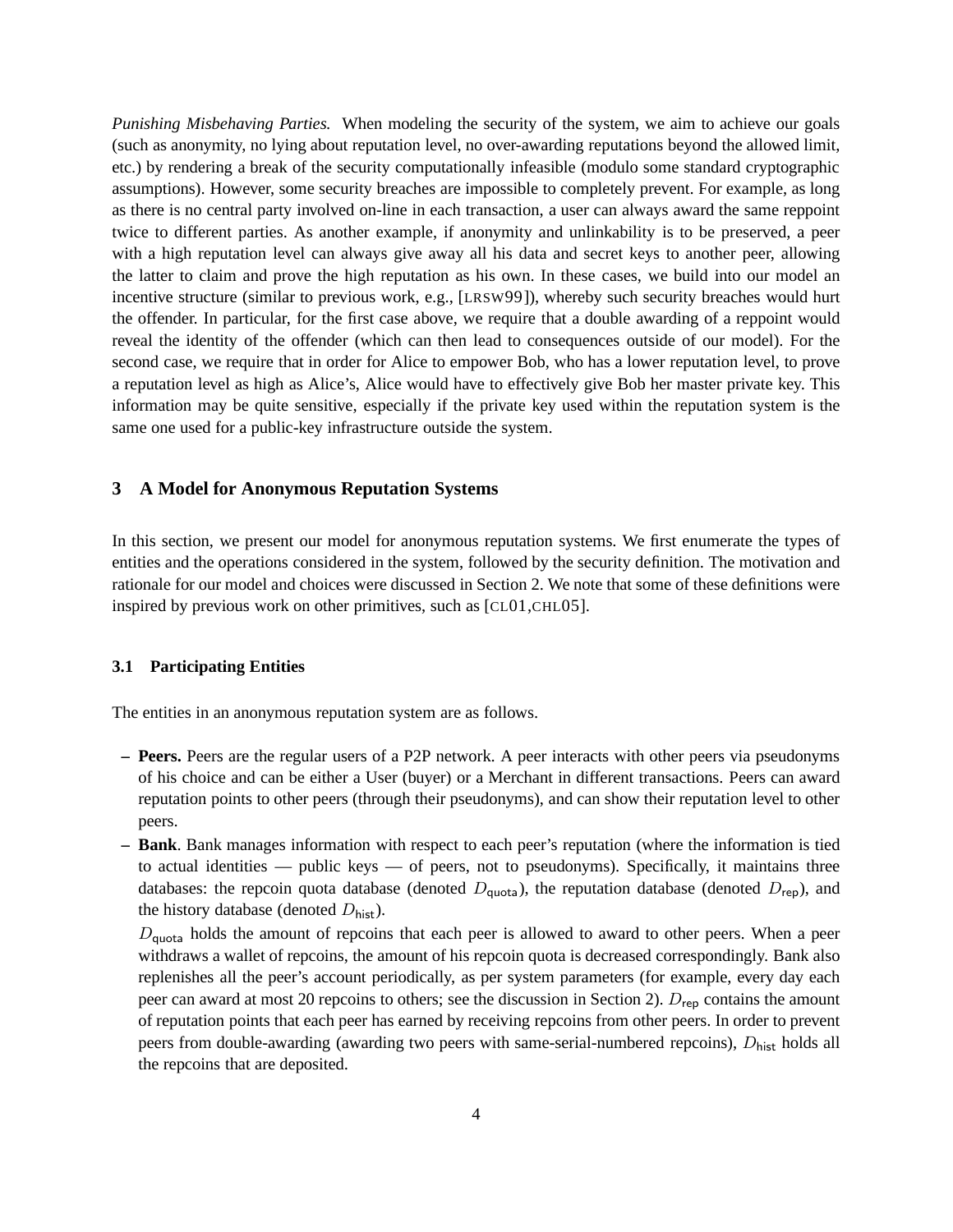*Punishing Misbehaving Parties.* When modeling the security of the system, we aim to achieve our goals (such as anonymity, no lying about reputation level, no over-awarding reputations beyond the allowed limit, etc.) by rendering a break of the security computationally infeasible (modulo some standard cryptographic assumptions). However, some security breaches are impossible to completely prevent. For example, as long as there is no central party involved on-line in each transaction, a user can always award the same reppoint twice to different parties. As another example, if anonymity and unlinkability is to be preserved, a peer with a high reputation level can always give away all his data and secret keys to another peer, allowing the latter to claim and prove the high reputation as his own. In these cases, we build into our model an incentive structure (similar to previous work, e.g., [LRSW99]), whereby such security breaches would hurt the offender. In particular, for the first case above, we require that a double awarding of a reppoint would reveal the identity of the offender (which can then lead to consequences outside of our model). For the second case, we require that in order for Alice to empower Bob, who has a lower reputation level, to prove a reputation level as high as Alice's, Alice would have to effectively give Bob her master private key. This information may be quite sensitive, especially if the private key used within the reputation system is the same one used for a public-key infrastructure outside the system.

## 3 A Model for Anonymous Reputation Systems

In this section, we present our model for anonymous reputation systems. We first enumerate the types of entities and the operations considered in the system, followed by the security definition. The motivation and rationale for our model and choices were discussed in Section 2. We note that some of these definitions were inspired by previous work on other primitives, such as [CL01,CHL05].

### 3.1 Participating Entities

The entities in an anonymous reputation system are as follows.

- **Peers.** Peers are the regular users of a P2P network. A peer interacts with other peers via pseudonyms of his choice and can be either a User (buyer) or a Merchant in different transactions. Peers can award reputation points to other peers (through their pseudonyms), and can show their reputation level to other peers.
- **Bank**. Bank manages information with respect to each peer's reputation (where the information is tied to actual identities — public keys — of peers, not to pseudonyms). Specifically, it maintains three databases: the repcoin quota database (denoted $D_{\mathsf{quota}}$), the reputation database (denoted $D_{\mathsf{rep}}$), and the history database (denoted $D_{\mathsf{hist}}$).

  $D_{\mathsf{quota}}$ holds the amount of repcoins that each peer is allowed to award to other peers. When a peer withdraws a wallet of repcoins, the amount of his repcoin quota is decreased correspondingly. Bank also replenishes all the peer's account periodically, as per system parameters (for example, every day each peer can award at most 20 repcoins to others; see the discussion in Section 2). $D_{\mathsf{rep}}$ contains the amount of reputation points that each peer has earned by receiving repcoins from other peers. In order to prevent peers from double-awarding (awarding two peers with same-serial-numbered repcoins), $D_{\mathsf{hist}}$ holds all the repcoins that are deposited.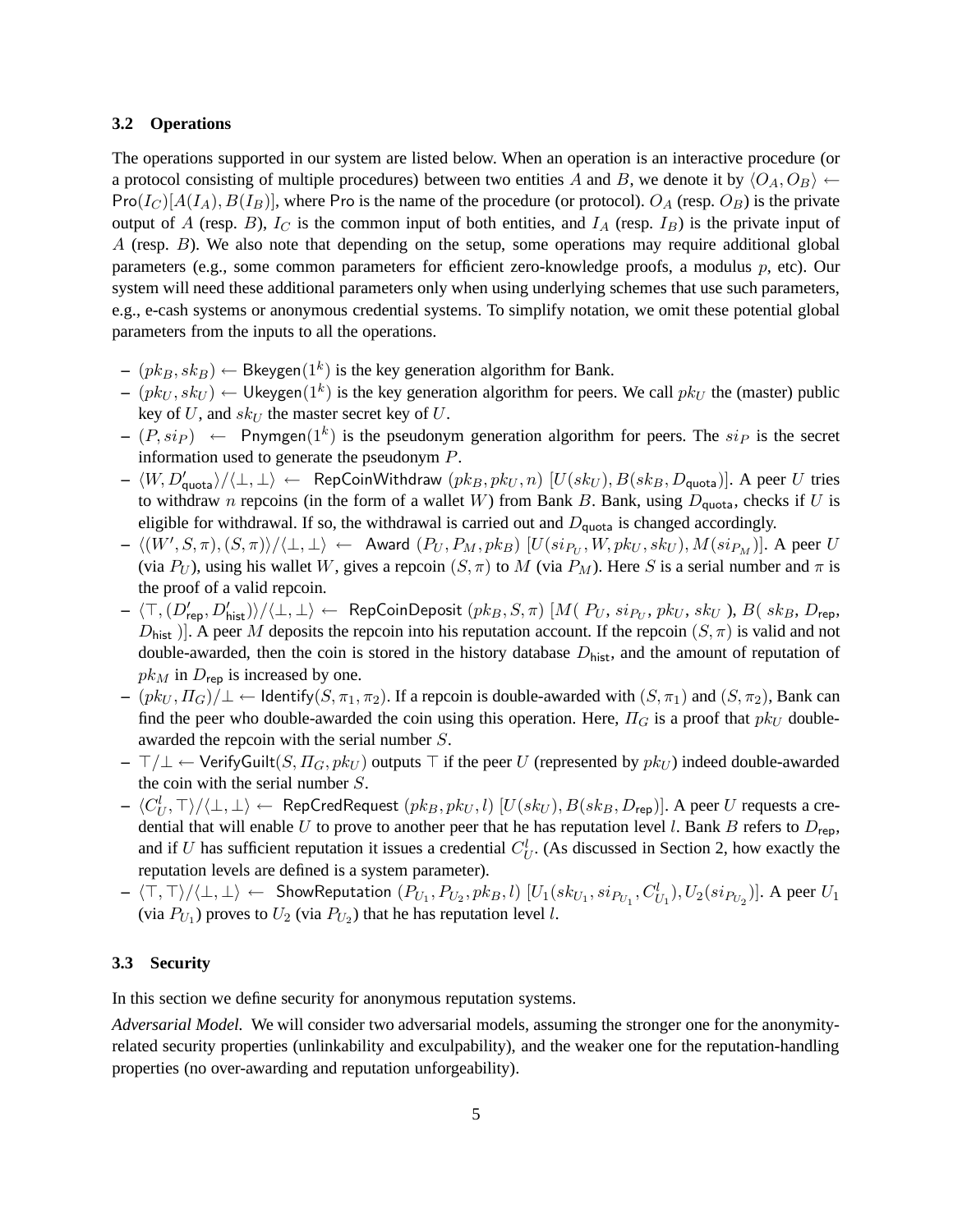### 3.2 Operations

The operations supported in our system are listed below. When an operation is an interactive procedure (or a protocol consisting of multiple procedures) between two entities $A$ and $B$, we denote it by $\langle O_A, O_B \rangle \leftarrow \mathsf{Pro}(I_C)[A(I_A), B(I_B)]$, where $\mathsf{Pro}$ is the name of the procedure (or protocol). $O_A$ (resp. $O_B$) is the private output of $A$ (resp. $B$), $I_C$ is the common input of both entities, and $I_A$ (resp. $I_B$) is the private input of $A$ (resp. $B$). We also note that depending on the setup, some operations may require additional global parameters (e.g., some common parameters for efficient zero-knowledge proofs, a modulus $p$, etc). Our system will need these additional parameters only when using underlying schemes that use such parameters, e.g., e-cash systems or anonymous credential systems. To simplify notation, we omit these potential global parameters from the inputs to all the operations.

- $(pk_B, sk_B) \leftarrow \mathsf{Bkeygen}(1^k)$ is the key generation algorithm for Bank.
- $(pk_U, sk_U) \leftarrow \mathsf{Ukeygen}(1^k)$ is the key generation algorithm for peers. We call $pk_U$ the (master) public key of $U$, and $sk_U$ the master secret key of $U$.
- $(P, si_P) \leftarrow \mathsf{Pnymgen}(1^k)$ is the pseudonym generation algorithm for peers. The $si_P$ is the secret information used to generate the pseudonym $P$.
- $\langle W, D'_{\mathsf{quota}} \rangle / \langle \perp, \perp \rangle \leftarrow \mathsf{RepCoinWithdraw}\ (pk_B, pk_U, n)\ [U(sk_U), B(sk_B, D_{\mathsf{quota}})]$. A peer $U$ tries to withdraw $n$ repcoins (in the form of a wallet $W$) from Bank $B$. Bank, using $D_{\mathsf{quota}}$, checks if $U$ is eligible for withdrawal. If so, the withdrawal is carried out and $D_{\mathsf{quota}}$ is changed accordingly.
- $\langle (W', S, \pi), (S, \pi) \rangle / \langle \perp, \perp \rangle \leftarrow \mathsf{Award}\ (P_U, P_M, pk_B)\ [U(si_{P_U}, W, pk_U, sk_U), M(si_{P_M})]$. A peer $U$ (via $P_U$), using his wallet $W$, gives a repcoin $(S, \pi)$ to $M$ (via $P_M$). Here $S$ is a serial number and $\pi$ is the proof of a valid repcoin.
- $\langle \top, (D'_{\mathsf{rep}}, D'_{\mathsf{hist}}) \rangle / \langle \perp, \perp \rangle \leftarrow \mathsf{RepCoinDeposit}\ (pk_B, S, \pi)\ [M(\ P_U,\ si_{P_U},\ pk_U,\ sk_U\ ),\ B(\ sk_B,\ D_{\mathsf{rep}},\ D_{\mathsf{hist}}\ )]$. A peer $M$ deposits the repcoin into his reputation account. If the repcoin $(S, \pi)$ is valid and not double-awarded, then the coin is stored in the history database $D_{\mathsf{hist}}$, and the amount of reputation of $pk_M$ in $D_{\mathsf{rep}}$ is increased by one.
- $(pk_U, \Pi_G) / \perp \leftarrow \mathsf{Identify}(S, \pi_1, \pi_2)$. If a repcoin is double-awarded with $(S, \pi_1)$ and $(S, \pi_2)$, Bank can find the peer who double-awarded the coin using this operation. Here, $\Pi_G$ is a proof that $pk_U$ double-awarded the repcoin with the serial number $S$.
- $\top / \perp \leftarrow \mathsf{VerifyGuilt}(S, \Pi_G, pk_U)$ outputs $\top$ if the peer $U$ (represented by $pk_U$) indeed double-awarded the coin with the serial number $S$.
- $\langle C_U^l, \top \rangle / \langle \perp, \perp \rangle \leftarrow \mathsf{RepCredRequest}\ (pk_B, pk_U, l)\ [U(sk_U), B(sk_B, D_{\mathsf{rep}})]$. A peer $U$ requests a credential that will enable $U$ to prove to another peer that he has reputation level $l$. Bank $B$ refers to $D_{\mathsf{rep}}$, and if $U$ has sufficient reputation it issues a credential $C_U^l$. (As discussed in Section 2, how exactly the reputation levels are defined is a system parameter).
- $\langle \top, \top \rangle / \langle \perp, \perp \rangle \leftarrow \mathsf{ShowReputation}\ (P_{U_1}, P_{U_2}, pk_B, l)\ [U_1(sk_{U_1}, si_{P_{U_1}}, C_{U_1}^l), U_2(si_{P_{U_2}})]$. A peer $U_1$ (via $P_{U_1}$) proves to $U_2$ (via $P_{U_2}$) that he has reputation level $l$.

### 3.3 Security

In this section we define security for anonymous reputation systems.

*Adversarial Model.* We will consider two adversarial models, assuming the stronger one for the anonymity-related security properties (unlinkability and exculpability), and the weaker one for the reputation-handling properties (no over-awarding and reputation unforgeability).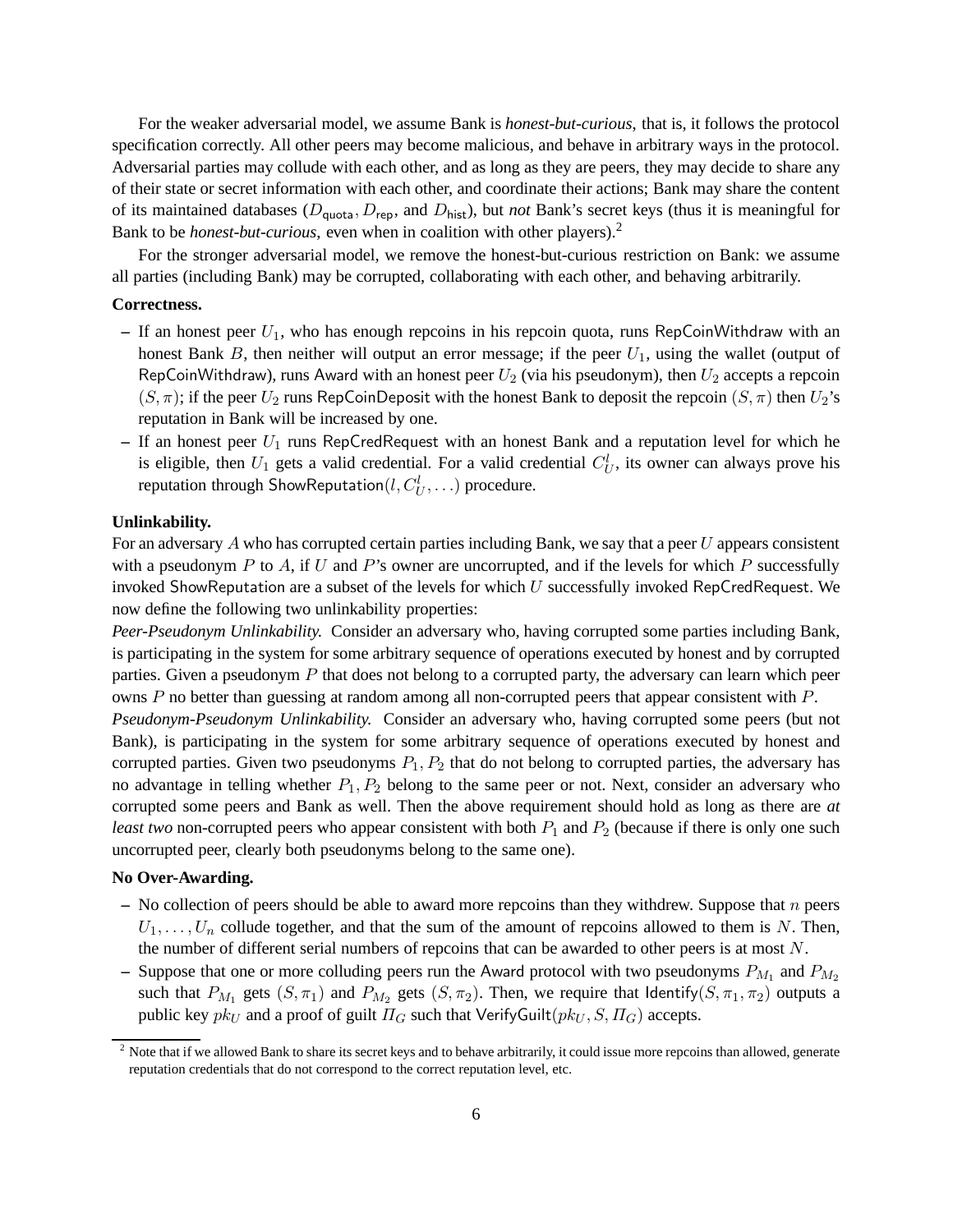For the weaker adversarial model, we assume Bank is *honest-but-curious*, that is, it follows the protocol specification correctly. All other peers may become malicious, and behave in arbitrary ways in the protocol. Adversarial parties may collude with each other, and as long as they are peers, they may decide to share any of their state or secret information with each other, and coordinate their actions; Bank may share the content of its maintained databases ($D_{\mathsf{quota}}, D_{\mathsf{rep}}$, and $D_{\mathsf{hist}}$), but *not* Bank's secret keys (thus it is meaningful for Bank to be *honest-but-curious*, even when in coalition with other players).[2]

For the stronger adversarial model, we remove the honest-but-curious restriction on Bank: we assume all parties (including Bank) may be corrupted, collaborating with each other, and behaving arbitrarily.

**Correctness.**

- If an honest peer $U_1$, who has enough repcoins in his repcoin quota, runs RepCoinWithdraw with an honest Bank $B$, then neither will output an error message; if the peer $U_1$, using the wallet (output of RepCoinWithdraw), runs Award with an honest peer $U_2$ (via his pseudonym), then $U_2$ accepts a repcoin $(S, \pi)$; if the peer $U_2$ runs RepCoinDeposit with the honest Bank to deposit the repcoin $(S, \pi)$ then $U_2$'s reputation in Bank will be increased by one.
- If an honest peer $U_1$ runs RepCredRequest with an honest Bank and a reputation level for which he is eligible, then $U_1$ gets a valid credential. For a valid credential $C_U^l$, its owner can always prove his reputation through ShowReputation$(l, C_U^l, \ldots)$ procedure.

**Unlinkability.**

For an adversary $A$ who has corrupted certain parties including Bank, we say that a peer $U$ appears consistent with a pseudonym $P$ to $A$, if $U$ and $P$'s owner are uncorrupted, and if the levels for which $P$ successfully invoked ShowReputation are a subset of the levels for which $U$ successfully invoked RepCredRequest. We now define the following two unlinkability properties:

*Peer-Pseudonym Unlinkability.* Consider an adversary who, having corrupted some parties including Bank, is participating in the system for some arbitrary sequence of operations executed by honest and by corrupted parties. Given a pseudonym $P$ that does not belong to a corrupted party, the adversary can learn which peer owns $P$ no better than guessing at random among all non-corrupted peers that appear consistent with $P$.

*Pseudonym-Pseudonym Unlinkability.* Consider an adversary who, having corrupted some peers (but not Bank), is participating in the system for some arbitrary sequence of operations executed by honest and corrupted parties. Given two pseudonyms $P_1, P_2$ that do not belong to corrupted parties, the adversary has no advantage in telling whether $P_1, P_2$ belong to the same peer or not. Next, consider an adversary who corrupted some peers and Bank as well. Then the above requirement should hold as long as there are *at least two* non-corrupted peers who appear consistent with both $P_1$ and $P_2$ (because if there is only one such uncorrupted peer, clearly both pseudonyms belong to the same one).

**No Over-Awarding.**

- No collection of peers should be able to award more repcoins than they withdrew. Suppose that $n$ peers $U_1, \ldots, U_n$ collude together, and that the sum of the amount of repcoins allowed to them is $N$. Then, the number of different serial numbers of repcoins that can be awarded to other peers is at most $N$.
- Suppose that one or more colluding peers run the Award protocol with two pseudonyms $P_{M_1}$ and $P_{M_2}$ such that $P_{M_1}$ gets $(S, \pi_1)$ and $P_{M_2}$ gets $(S, \pi_2)$. Then, we require that Identify$(S, \pi_1, \pi_2)$ outputs a public key $pk_U$ and a proof of guilt $\Pi_G$ such that VerifyGuilt$(pk_U, S, \Pi_G)$ accepts.

[2] Note that if we allowed Bank to share its secret keys and to behave arbitrarily, it could issue more repcoins than allowed, generate reputation credentials that do not correspond to the correct reputation level, etc.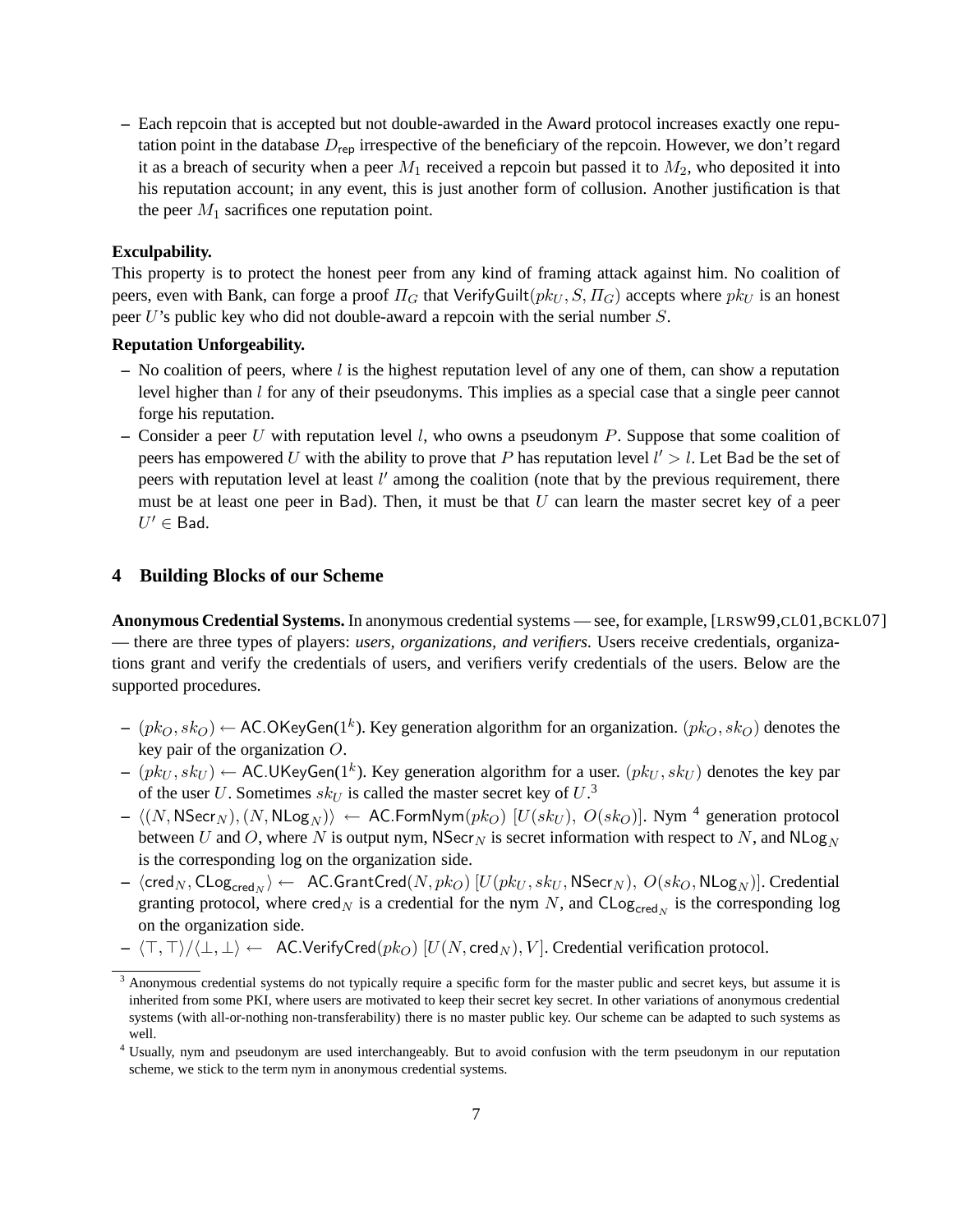– Each repcoin that is accepted but not double-awarded in the Award protocol increases exactly one reputation point in the database $D_{\mathsf{rep}}$ irrespective of the beneficiary of the repcoin. However, we don't regard it as a breach of security when a peer $M_1$ received a repcoin but passed it to $M_2$, who deposited it into his reputation account; in any event, this is just another form of collusion. Another justification is that the peer $M_1$ sacrifices one reputation point.

**Exculpability.**
This property is to protect the honest peer from any kind of framing attack against him. No coalition of peers, even with Bank, can forge a proof $\Pi_G$ that $\mathsf{VerifyGuilt}(pk_U, S, \Pi_G)$ accepts where $pk_U$ is an honest peer $U$'s public key who did not double-award a repcoin with the serial number $S$.

**Reputation Unforgeability.**

– No coalition of peers, where $l$ is the highest reputation level of any one of them, can show a reputation level higher than $l$ for any of their pseudonyms. This implies as a special case that a single peer cannot forge his reputation.
– Consider a peer $U$ with reputation level $l$, who owns a pseudonym $P$. Suppose that some coalition of peers has empowered $U$ with the ability to prove that $P$ has reputation level $l' > l$. Let $\mathsf{Bad}$ be the set of peers with reputation level at least $l'$ among the coalition (note that by the previous requirement, there must be at least one peer in $\mathsf{Bad}$). Then, it must be that $U$ can learn the master secret key of a peer $U' \in \mathsf{Bad}$.

## 4 Building Blocks of our Scheme

**Anonymous Credential Systems.** In anonymous credential systems — see, for example, [LRSW99,CL01,BCKL07] — there are three types of players: *users, organizations, and verifiers*. Users receive credentials, organizations grant and verify the credentials of users, and verifiers verify credentials of the users. Below are the supported procedures.

– $(pk_O, sk_O) \leftarrow \mathsf{AC.OKeyGen}(1^k)$. Key generation algorithm for an organization. $(pk_O, sk_O)$ denotes the key pair of the organization $O$.
– $(pk_U, sk_U) \leftarrow \mathsf{AC.UKeyGen}(1^k)$. Key generation algorithm for a user. $(pk_U, sk_U)$ denotes the key par of the user $U$. Sometimes $sk_U$ is called the master secret key of $U$.[3]
– $\langle (N, \mathsf{NSecr}_N), (N, \mathsf{NLog}_N) \rangle \leftarrow \mathsf{AC.FormNym}(pk_O)\ [U(sk_U),\ O(sk_O)]$. Nym [4] generation protocol between $U$ and $O$, where $N$ is output nym, $\mathsf{NSecr}_N$ is secret information with respect to $N$, and $\mathsf{NLog}_N$ is the corresponding log on the organization side.
– $\langle \mathsf{cred}_N, \mathsf{CLog}_{\mathsf{cred}_N} \rangle \leftarrow\ \mathsf{AC.GrantCred}(N, pk_O)\ [U(pk_U, sk_U, \mathsf{NSecr}_N),\ O(sk_O, \mathsf{NLog}_N)]$. Credential granting protocol, where $\mathsf{cred}_N$ is a credential for the nym $N$, and $\mathsf{CLog}_{\mathsf{cred}_N}$ is the corresponding log on the organization side.
– $\langle \top, \top \rangle / \langle \bot, \bot \rangle \leftarrow\ \mathsf{AC.VerifyCred}(pk_O)\ [U(N, \mathsf{cred}_N), V]$. Credential verification protocol.

[3] Anonymous credential systems do not typically require a specific form for the master public and secret keys, but assume it is inherited from some PKI, where users are motivated to keep their secret key secret. In other variations of anonymous credential systems (with all-or-nothing non-transferability) there is no master public key. Our scheme can be adapted to such systems as well.

[4] Usually, nym and pseudonym are used interchangeably. But to avoid confusion with the term pseudonym in our reputation scheme, we stick to the term nym in anonymous credential systems.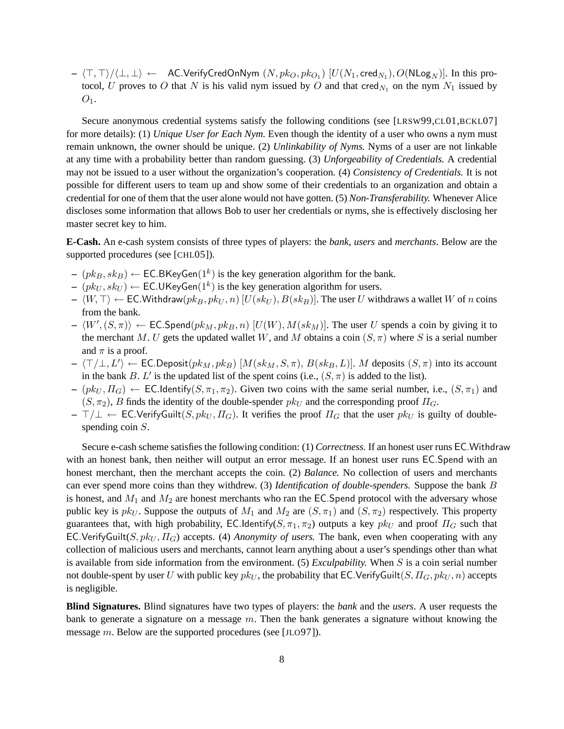- $\langle \top, \top \rangle / \langle \bot, \bot \rangle \leftarrow$ AC.VerifyCredOnNym $(N, pk_O, pk_{O_1})$ $[U(N_1, \mathsf{cred}_{N_1}), O(\mathsf{NLog}_N)]$. In this protocol, $U$ proves to $O$ that $N$ is his valid nym issued by $O$ and that $\mathsf{cred}_{N_1}$ on the nym $N_1$ issued by $O_1$.

Secure anonymous credential systems satisfy the following conditions (see [LRSW99,CL01,BCKL07] for more details): (1) *Unique User for Each Nym.* Even though the identity of a user who owns a nym must remain unknown, the owner should be unique. (2) *Unlinkability of Nyms.* Nyms of a user are not linkable at any time with a probability better than random guessing. (3) *Unforgeability of Credentials.* A credential may not be issued to a user without the organization's cooperation. (4) *Consistency of Credentials.* It is not possible for different users to team up and show some of their credentials to an organization and obtain a credential for one of them that the user alone would not have gotten. (5) *Non-Transferability.* Whenever Alice discloses some information that allows Bob to user her credentials or nyms, she is effectively disclosing her master secret key to him.

**E-Cash.** An e-cash system consists of three types of players: the *bank*, *users* and *merchants*. Below are the supported procedures (see [CHL05]).

- $(pk_B, sk_B) \leftarrow$ EC.BKeyGen$(1^k)$ is the key generation algorithm for the bank.
- $(pk_U, sk_U) \leftarrow$ EC.UKeyGen$(1^k)$ is the key generation algorithm for users.
- $\langle W, \top \rangle \leftarrow$ EC.Withdraw$(pk_B, pk_U, n)$ $[U(sk_U), B(sk_B)]$. The user $U$ withdraws a wallet $W$ of $n$ coins from the bank.
- $\langle W', (S, \pi) \rangle \leftarrow$ EC.Spend$(pk_M, pk_B, n)$ $[U(W), M(sk_M)]$. The user $U$ spends a coin by giving it to the merchant $M$. $U$ gets the updated wallet $W$, and $M$ obtains a coin $(S, \pi)$ where $S$ is a serial number and $\pi$ is a proof.
- $\langle \top/\bot, L' \rangle \leftarrow$ EC.Deposit$(pk_M, pk_B)$ $[M(sk_M, S, \pi),\ B(sk_B, L)]$. $M$ deposits $(S, \pi)$ into its account in the bank $B$. $L'$ is the updated list of the spent coins (i.e., $(S, \pi)$ is added to the list).
- $(pk_U, \Pi_G) \leftarrow$ EC.Identify$(S, \pi_1, \pi_2)$. Given two coins with the same serial number, i.e., $(S, \pi_1)$ and $(S, \pi_2)$, $B$ finds the identity of the double-spender $pk_U$ and the corresponding proof $\Pi_G$.
- $\top/\bot \leftarrow$ EC.VerifyGuilt$(S, pk_U, \Pi_G)$. It verifies the proof $\Pi_G$ that the user $pk_U$ is guilty of double-spending coin $S$.

Secure e-cash scheme satisfies the following condition: (1) *Correctness.* If an honest user runs EC.Withdraw with an honest bank, then neither will output an error message. If an honest user runs EC.Spend with an honest merchant, then the merchant accepts the coin. (2) *Balance.* No collection of users and merchants can ever spend more coins than they withdrew. (3) *Identification of double-spenders.* Suppose the bank $B$ is honest, and $M_1$ and $M_2$ are honest merchants who ran the EC.Spend protocol with the adversary whose public key is $pk_U$. Suppose the outputs of $M_1$ and $M_2$ are $(S, \pi_1)$ and $(S, \pi_2)$ respectively. This property guarantees that, with high probability, EC.Identify$(S, \pi_1, \pi_2)$ outputs a key $pk_U$ and proof $\Pi_G$ such that EC.VerifyGuilt$(S, pk_U, \Pi_G)$ accepts. (4) *Anonymity of users.* The bank, even when cooperating with any collection of malicious users and merchants, cannot learn anything about a user's spendings other than what is available from side information from the environment. (5) *Exculpability.* When $S$ is a coin serial number not double-spent by user $U$ with public key $pk_U$, the probability that EC.VerifyGuilt$(S, \Pi_G, pk_U, n)$ accepts is negligible.

**Blind Signatures.** Blind signatures have two types of players: the *bank* and the *users*. A user requests the bank to generate a signature on a message $m$. Then the bank generates a signature without knowing the message $m$. Below are the supported procedures (see [JLO97]).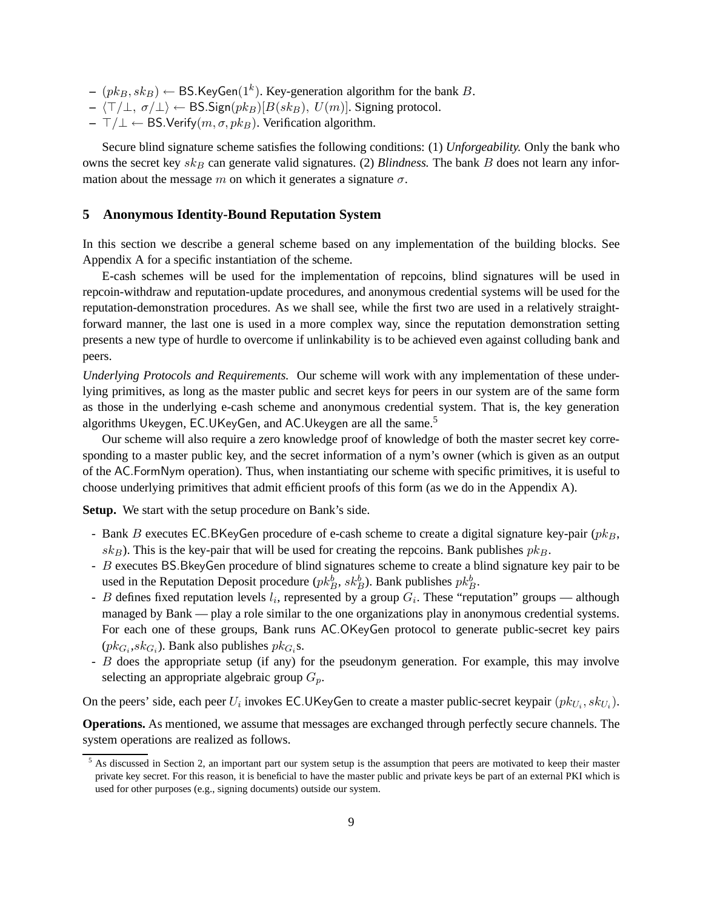- $(pk_B, sk_B) \leftarrow \mathsf{BS.KeyGen}(1^k)$. Key-generation algorithm for the bank $B$.
- $\langle \top/\bot,\ \sigma/\bot \rangle \leftarrow \mathsf{BS.Sign}(pk_B)[B(sk_B),\ U(m)]$. Signing protocol.
- $\top/\bot \leftarrow \mathsf{BS.Verify}(m, \sigma, pk_B)$. Verification algorithm.

Secure blind signature scheme satisfies the following conditions: (1) *Unforgeability.* Only the bank who owns the secret key $sk_B$ can generate valid signatures. (2) *Blindness.* The bank $B$ does not learn any information about the message $m$ on which it generates a signature $\sigma$.

## 5 Anonymous Identity-Bound Reputation System

In this section we describe a general scheme based on any implementation of the building blocks. See Appendix A for a specific instantiation of the scheme.

E-cash schemes will be used for the implementation of repcoins, blind signatures will be used in repcoin-withdraw and reputation-update procedures, and anonymous credential systems will be used for the reputation-demonstration procedures. As we shall see, while the first two are used in a relatively straightforward manner, the last one is used in a more complex way, since the reputation demonstration setting presents a new type of hurdle to overcome if unlinkability is to be achieved even against colluding bank and peers.

*Underlying Protocols and Requirements.* Our scheme will work with any implementation of these underlying primitives, as long as the master public and secret keys for peers in our system are of the same form as those in the underlying e-cash scheme and anonymous credential system. That is, the key generation algorithms $\mathsf{Ukeygen}$, $\mathsf{EC.UKeyGen}$, and $\mathsf{AC.Ukeygen}$ are all the same.[5]

Our scheme will also require a zero knowledge proof of knowledge of both the master secret key corresponding to a master public key, and the secret information of a nym's owner (which is given as an output of the $\mathsf{AC.FormNym}$ operation). Thus, when instantiating our scheme with specific primitives, it is useful to choose underlying primitives that admit efficient proofs of this form (as we do in the Appendix A).

**Setup.** We start with the setup procedure on Bank's side.

- Bank $B$ executes $\mathsf{EC.BKeyGen}$ procedure of e-cash scheme to create a digital signature key-pair ($pk_B$, $sk_B$). This is the key-pair that will be used for creating the repcoins. Bank publishes $pk_B$.
- $B$ executes $\mathsf{BS.BkeyGen}$ procedure of blind signatures scheme to create a blind signature key pair to be used in the Reputation Deposit procedure ($pk_B^b$, $sk_B^b$). Bank publishes $pk_B^b$.
- $B$ defines fixed reputation levels $l_i$, represented by a group $G_i$. These "reputation" groups — although managed by Bank — play a role similar to the one organizations play in anonymous credential systems. For each one of these groups, Bank runs $\mathsf{AC.OKeyGen}$ protocol to generate public-secret key pairs ($pk_{G_i}$,$sk_{G_i}$). Bank also publishes $pk_{G_i}$s.
- $B$ does the appropriate setup (if any) for the pseudonym generation. For example, this may involve selecting an appropriate algebraic group $G_p$.

On the peers' side, each peer $U_i$ invokes $\mathsf{EC.UKeyGen}$ to create a master public-secret keypair $(pk_{U_i}, sk_{U_i})$.

**Operations.** As mentioned, we assume that messages are exchanged through perfectly secure channels. The system operations are realized as follows.

[5] As discussed in Section 2, an important part our system setup is the assumption that peers are motivated to keep their master private key secret. For this reason, it is beneficial to have the master public and private keys be part of an external PKI which is used for other purposes (e.g., signing documents) outside our system.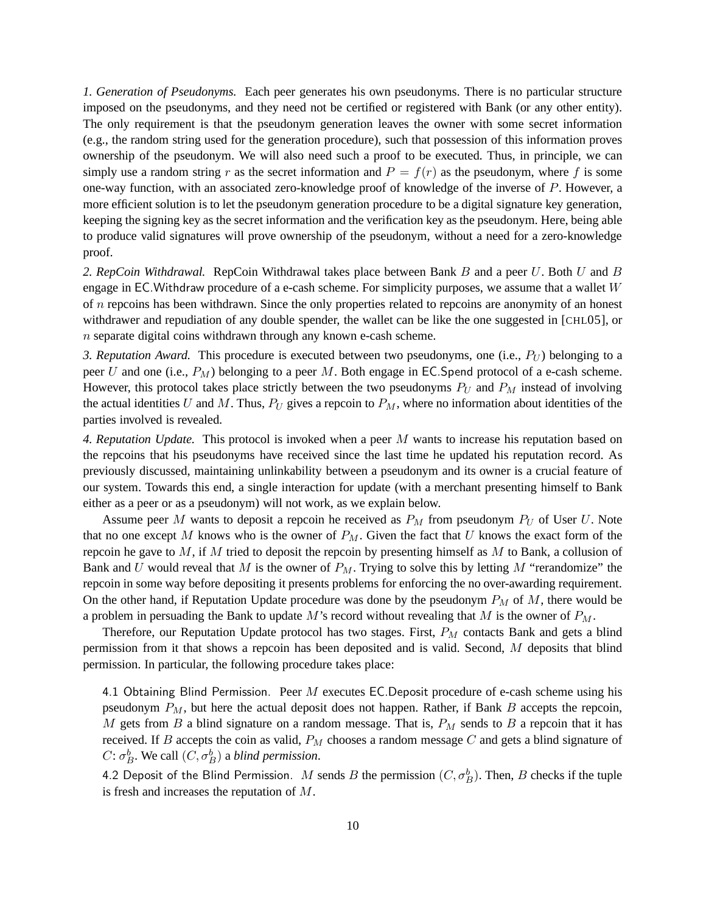*1. Generation of Pseudonyms.* Each peer generates his own pseudonyms. There is no particular structure imposed on the pseudonyms, and they need not be certified or registered with Bank (or any other entity). The only requirement is that the pseudonym generation leaves the owner with some secret information (e.g., the random string used for the generation procedure), such that possession of this information proves ownership of the pseudonym. We will also need such a proof to be executed. Thus, in principle, we can simply use a random string $r$ as the secret information and $P = f(r)$ as the pseudonym, where $f$ is some one-way function, with an associated zero-knowledge proof of knowledge of the inverse of $P$. However, a more efficient solution is to let the pseudonym generation procedure to be a digital signature key generation, keeping the signing key as the secret information and the verification key as the pseudonym. Here, being able to produce valid signatures will prove ownership of the pseudonym, without a need for a zero-knowledge proof.

*2. RepCoin Withdrawal.* RepCoin Withdrawal takes place between Bank $B$ and a peer $U$. Both $U$ and $B$ engage in EC.Withdraw procedure of a e-cash scheme. For simplicity purposes, we assume that a wallet $W$ of $n$ repcoins has been withdrawn. Since the only properties related to repcoins are anonymity of an honest withdrawer and repudiation of any double spender, the wallet can be like the one suggested in [CHL05], or $n$ separate digital coins withdrawn through any known e-cash scheme.

*3. Reputation Award.* This procedure is executed between two pseudonyms, one (i.e., $P_U$) belonging to a peer $U$ and one (i.e., $P_M$) belonging to a peer $M$. Both engage in EC.Spend protocol of a e-cash scheme. However, this protocol takes place strictly between the two pseudonyms $P_U$ and $P_M$ instead of involving the actual identities $U$ and $M$. Thus, $P_U$ gives a repcoin to $P_M$, where no information about identities of the parties involved is revealed.

*4. Reputation Update.* This protocol is invoked when a peer $M$ wants to increase his reputation based on the repcoins that his pseudonyms have received since the last time he updated his reputation record. As previously discussed, maintaining unlinkability between a pseudonym and its owner is a crucial feature of our system. Towards this end, a single interaction for update (with a merchant presenting himself to Bank either as a peer or as a pseudonym) will not work, as we explain below.

Assume peer $M$ wants to deposit a repcoin he received as $P_M$ from pseudonym $P_U$ of User $U$. Note that no one except $M$ knows who is the owner of $P_M$. Given the fact that $U$ knows the exact form of the repcoin he gave to $M$, if $M$ tried to deposit the repcoin by presenting himself as $M$ to Bank, a collusion of Bank and $U$ would reveal that $M$ is the owner of $P_M$. Trying to solve this by letting $M$ "rerandomize" the repcoin in some way before depositing it presents problems for enforcing the no over-awarding requirement. On the other hand, if Reputation Update procedure was done by the pseudonym $P_M$ of $M$, there would be a problem in persuading the Bank to update $M$'s record without revealing that $M$ is the owner of $P_M$.

Therefore, our Reputation Update protocol has two stages. First, $P_M$ contacts Bank and gets a blind permission from it that shows a repcoin has been deposited and is valid. Second, $M$ deposits that blind permission. In particular, the following procedure takes place:

4.1 Obtaining Blind Permission. Peer $M$ executes EC.Deposit procedure of e-cash scheme using his pseudonym $P_M$, but here the actual deposit does not happen. Rather, if Bank $B$ accepts the repcoin, $M$ gets from $B$ a blind signature on a random message. That is, $P_M$ sends to $B$ a repcoin that it has received. If $B$ accepts the coin as valid, $P_M$ chooses a random message $C$ and gets a blind signature of $C$: $\sigma_B^b$. We call $(C, \sigma_B^b)$ a *blind permission*.

4.2 Deposit of the Blind Permission. $M$ sends $B$ the permission $(C, \sigma_B^b)$. Then, $B$ checks if the tuple is fresh and increases the reputation of $M$.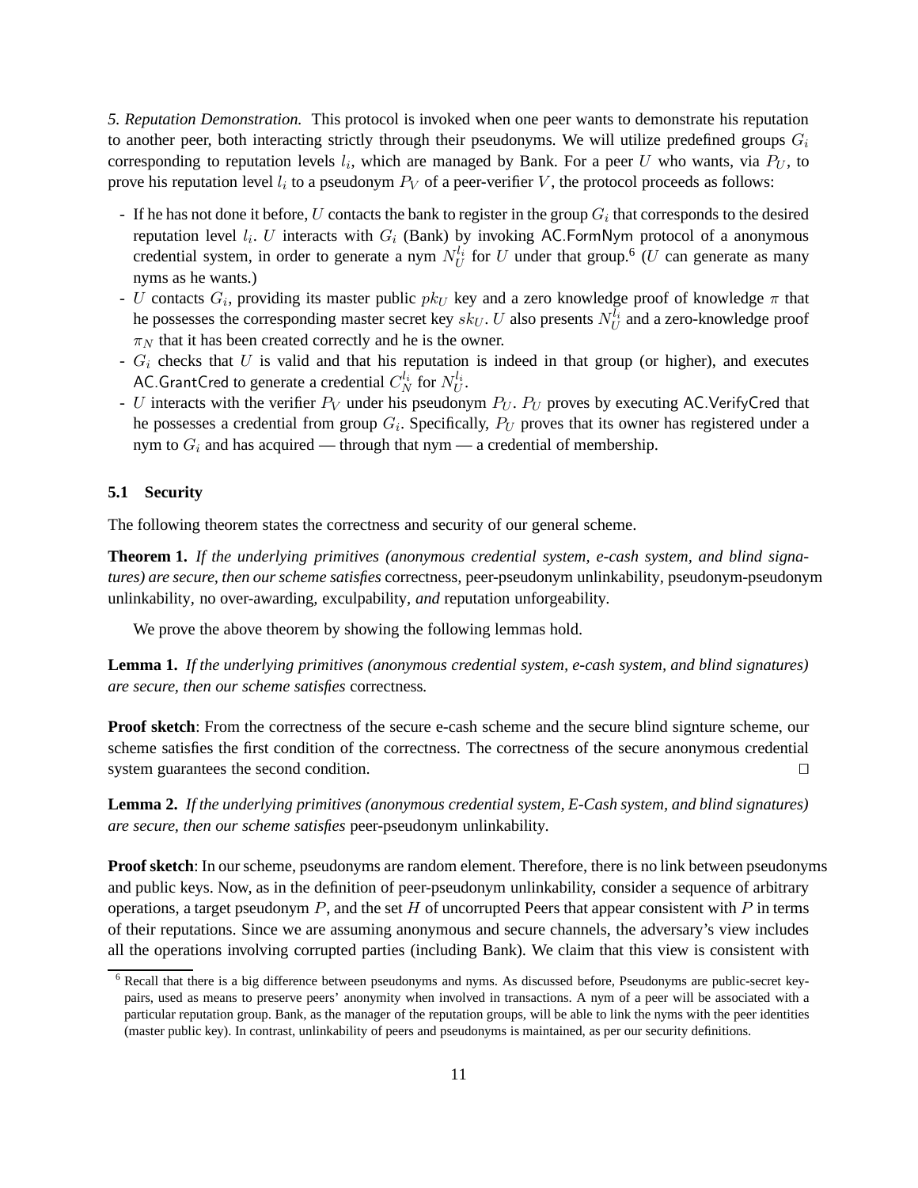*5. Reputation Demonstration.* This protocol is invoked when one peer wants to demonstrate his reputation to another peer, both interacting strictly through their pseudonyms. We will utilize predefined groups $G_i$ corresponding to reputation levels $l_i$, which are managed by Bank. For a peer $U$ who wants, via $P_U$, to prove his reputation level $l_i$ to a pseudonym $P_V$ of a peer-verifier $V$, the protocol proceeds as follows:

- If he has not done it before, $U$ contacts the bank to register in the group $G_i$ that corresponds to the desired reputation level $l_i$. $U$ interacts with $G_i$ (Bank) by invoking AC.FormNym protocol of a anonymous credential system, in order to generate a nym $N_U^{l_i}$ for $U$ under that group.[6] ($U$ can generate as many nyms as he wants.)
- $U$ contacts $G_i$, providing its master public $pk_U$ key and a zero knowledge proof of knowledge $\pi$ that he possesses the corresponding master secret key $sk_U$. $U$ also presents $N_U^{l_i}$ and a zero-knowledge proof $\pi_N$ that it has been created correctly and he is the owner.
- $G_i$ checks that $U$ is valid and that his reputation is indeed in that group (or higher), and executes AC.GrantCred to generate a credential $C_N^{l_i}$ for $N_U^{l_i}$.
- $U$ interacts with the verifier $P_V$ under his pseudonym $P_U$. $P_U$ proves by executing AC.VerifyCred that he possesses a credential from group $G_i$. Specifically, $P_U$ proves that its owner has registered under a nym to $G_i$ and has acquired — through that nym — a credential of membership.

### 5.1 Security

The following theorem states the correctness and security of our general scheme.

**Theorem 1.** *If the underlying primitives (anonymous credential system, e-cash system, and blind signatures) are secure, then our scheme satisfies* correctness, peer-pseudonym unlinkability, pseudonym-pseudonym unlinkability, no over-awarding, exculpability, *and* reputation unforgeability.

We prove the above theorem by showing the following lemmas hold.

**Lemma 1.** *If the underlying primitives (anonymous credential system, e-cash system, and blind signatures) are secure, then our scheme satisfies* correctness*.*

**Proof sketch**: From the correctness of the secure e-cash scheme and the secure blind signture scheme, our scheme satisfies the first condition of the correctness. The correctness of the secure anonymous credential system guarantees the second condition. □

**Lemma 2.** *If the underlying primitives (anonymous credential system, E-Cash system, and blind signatures) are secure, then our scheme satisfies* peer-pseudonym unlinkability*.*

**Proof sketch**: In our scheme, pseudonyms are random element. Therefore, there is no link between pseudonyms and public keys. Now, as in the definition of peer-pseudonym unlinkability, consider a sequence of arbitrary operations, a target pseudonym $P$, and the set $H$ of uncorrupted Peers that appear consistent with $P$ in terms of their reputations. Since we are assuming anonymous and secure channels, the adversary's view includes all the operations involving corrupted parties (including Bank). We claim that this view is consistent with

[6] Recall that there is a big difference between pseudonyms and nyms. As discussed before, Pseudonyms are public-secret key-pairs, used as means to preserve peers' anonymity when involved in transactions. A nym of a peer will be associated with a particular reputation group. Bank, as the manager of the reputation groups, will be able to link the nyms with the peer identities (master public key). In contrast, unlinkability of peers and pseudonyms is maintained, as per our security definitions.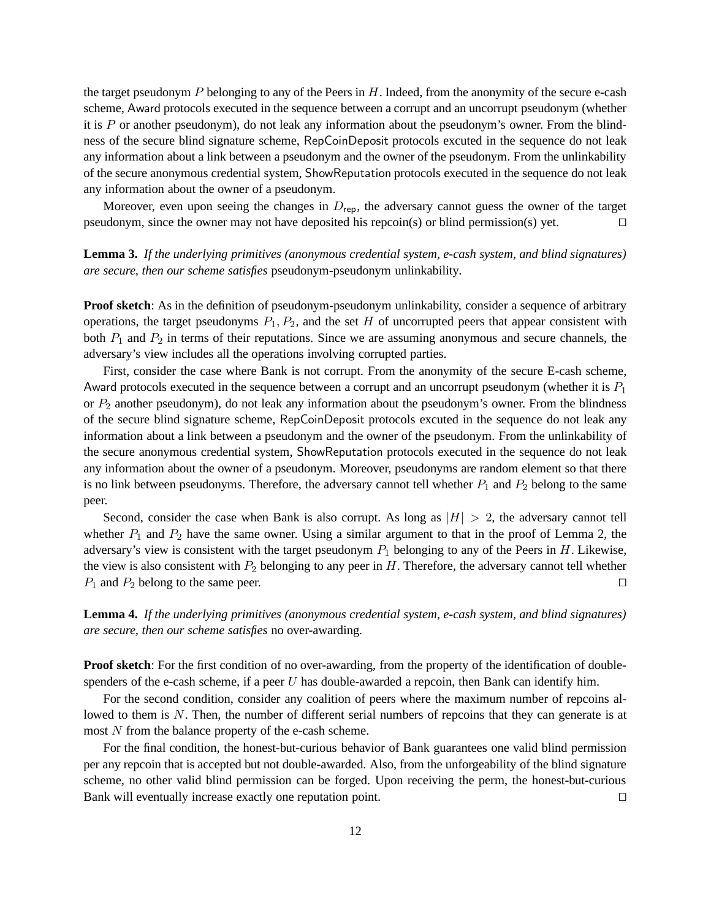the target pseudonym $P$ belonging to any of the Peers in $H$. Indeed, from the anonymity of the secure e-cash scheme, Award protocols executed in the sequence between a corrupt and an uncorrupt pseudonym (whether it is $P$ or another pseudonym), do not leak any information about the pseudonym's owner. From the blindness of the secure blind signature scheme, RepCoinDeposit protocols excuted in the sequence do not leak any information about a link between a pseudonym and the owner of the pseudonym. From the unlinkability of the secure anonymous credential system, ShowReputation protocols executed in the sequence do not leak any information about the owner of a pseudonym.

Moreover, even upon seeing the changes in $D_{\mathsf{rep}}$, the adversary cannot guess the owner of the target pseudonym, since the owner may not have deposited his repcoin(s) or blind permission(s) yet. □

**Lemma 3.** *If the underlying primitives (anonymous credential system, e-cash system, and blind signatures) are secure, then our scheme satisfies* pseudonym-pseudonym unlinkability.

**Proof sketch**: As in the definition of pseudonym-pseudonym unlinkability, consider a sequence of arbitrary operations, the target pseudonyms $P_1, P_2$, and the set $H$ of uncorrupted peers that appear consistent with both $P_1$ and $P_2$ in terms of their reputations. Since we are assuming anonymous and secure channels, the adversary's view includes all the operations involving corrupted parties.

First, consider the case where Bank is not corrupt. From the anonymity of the secure E-cash scheme, Award protocols executed in the sequence between a corrupt and an uncorrupt pseudonym (whether it is $P_1$ or $P_2$ another pseudonym), do not leak any information about the pseudonym's owner. From the blindness of the secure blind signature scheme, RepCoinDeposit protocols excuted in the sequence do not leak any information about a link between a pseudonym and the owner of the pseudonym. From the unlinkability of the secure anonymous credential system, ShowReputation protocols executed in the sequence do not leak any information about the owner of a pseudonym. Moreover, pseudonyms are random element so that there is no link between pseudonyms. Therefore, the adversary cannot tell whether $P_1$ and $P_2$ belong to the same peer.

Second, consider the case when Bank is also corrupt. As long as $|H| > 2$, the adversary cannot tell whether $P_1$ and $P_2$ have the same owner. Using a similar argument to that in the proof of Lemma 2, the adversary's view is consistent with the target pseudonym $P_1$ belonging to any of the Peers in $H$. Likewise, the view is also consistent with $P_2$ belonging to any peer in $H$. Therefore, the adversary cannot tell whether $P_1$ and $P_2$ belong to the same peer. □

**Lemma 4.** *If the underlying primitives (anonymous credential system, e-cash system, and blind signatures) are secure, then our scheme satisfies* no over-awarding.

**Proof sketch**: For the first condition of no over-awarding, from the property of the identification of double-spenders of the e-cash scheme, if a peer $U$ has double-awarded a repcoin, then Bank can identify him.

For the second condition, consider any coalition of peers where the maximum number of repcoins allowed to them is $N$. Then, the number of different serial numbers of repcoins that they can generate is at most $N$ from the balance property of the e-cash scheme.

For the final condition, the honest-but-curious behavior of Bank guarantees one valid blind permission per any repcoin that is accepted but not double-awarded. Also, from the unforgeability of the blind signature scheme, no other valid blind permission can be forged. Upon receiving the perm, the honest-but-curious Bank will eventually increase exactly one reputation point. □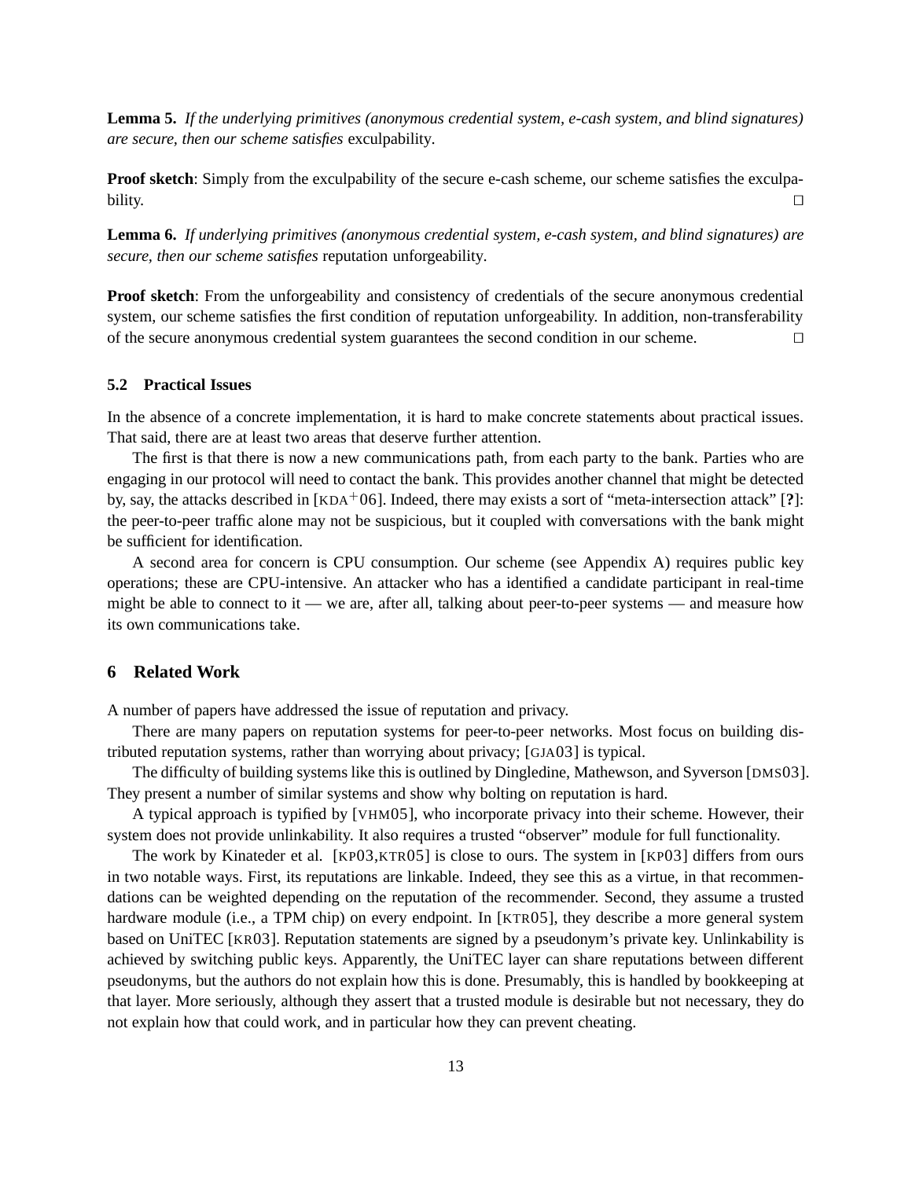**Lemma 5.** *If the underlying primitives (anonymous credential system, e-cash system, and blind signatures) are secure, then our scheme satisfies* exculpability.

**Proof sketch**: Simply from the exculpability of the secure e-cash scheme, our scheme satisfies the exculpability. □

**Lemma 6.** *If underlying primitives (anonymous credential system, e-cash system, and blind signatures) are secure, then our scheme satisfies* reputation unforgeability.

**Proof sketch**: From the unforgeability and consistency of credentials of the secure anonymous credential system, our scheme satisfies the first condition of reputation unforgeability. In addition, non-transferability of the secure anonymous credential system guarantees the second condition in our scheme. □

### 5.2 Practical Issues

In the absence of a concrete implementation, it is hard to make concrete statements about practical issues. That said, there are at least two areas that deserve further attention.

The first is that there is now a new communications path, from each party to the bank. Parties who are engaging in our protocol will need to contact the bank. This provides another channel that might be detected by, say, the attacks described in [KDA+06]. Indeed, there may exists a sort of "meta-intersection attack" [**?**]: the peer-to-peer traffic alone may not be suspicious, but it coupled with conversations with the bank might be sufficient for identification.

A second area for concern is CPU consumption. Our scheme (see Appendix A) requires public key operations; these are CPU-intensive. An attacker who has a identified a candidate participant in real-time might be able to connect to it — we are, after all, talking about peer-to-peer systems — and measure how its own communications take.

## 6 Related Work

A number of papers have addressed the issue of reputation and privacy.

There are many papers on reputation systems for peer-to-peer networks. Most focus on building distributed reputation systems, rather than worrying about privacy; [GJA03] is typical.

The difficulty of building systems like this is outlined by Dingledine, Mathewson, and Syverson [DMS03]. They present a number of similar systems and show why bolting on reputation is hard.

A typical approach is typified by [VHM05], who incorporate privacy into their scheme. However, their system does not provide unlinkability. It also requires a trusted "observer" module for full functionality.

The work by Kinateder et al. [KP03,KTR05] is close to ours. The system in [KP03] differs from ours in two notable ways. First, its reputations are linkable. Indeed, they see this as a virtue, in that recommendations can be weighted depending on the reputation of the recommender. Second, they assume a trusted hardware module (i.e., a TPM chip) on every endpoint. In [KTR05], they describe a more general system based on UniTEC [KR03]. Reputation statements are signed by a pseudonym's private key. Unlinkability is achieved by switching public keys. Apparently, the UniTEC layer can share reputations between different pseudonyms, but the authors do not explain how this is done. Presumably, this is handled by bookkeeping at that layer. More seriously, although they assert that a trusted module is desirable but not necessary, they do not explain how that could work, and in particular how they can prevent cheating.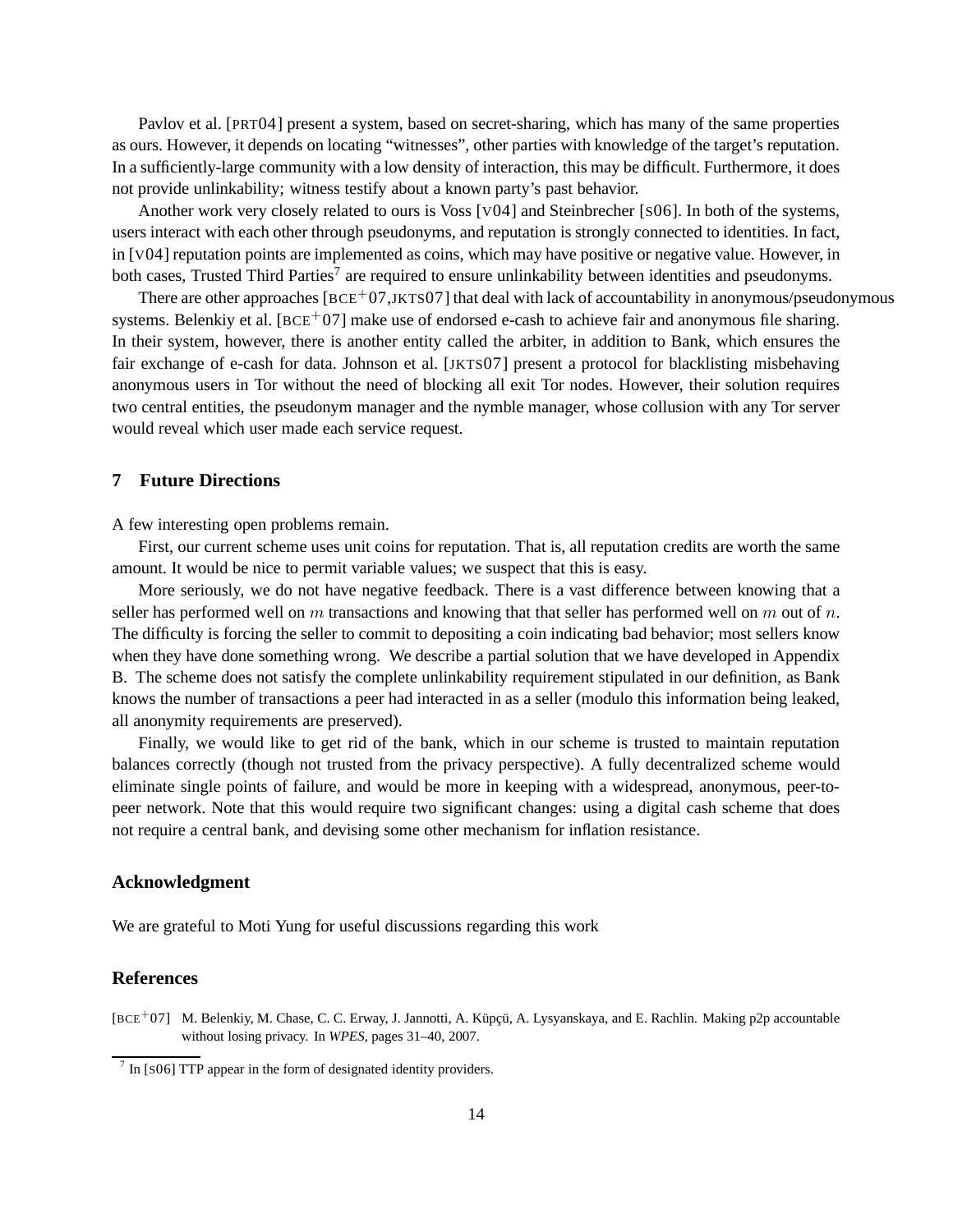Pavlov et al. [PRT04] present a system, based on secret-sharing, which has many of the same properties as ours. However, it depends on locating "witnesses", other parties with knowledge of the target's reputation. In a sufficiently-large community with a low density of interaction, this may be difficult. Furthermore, it does not provide unlinkability; witness testify about a known party's past behavior.

Another work very closely related to ours is Voss [V04] and Steinbrecher [S06]. In both of the systems, users interact with each other through pseudonyms, and reputation is strongly connected to identities. In fact, in [V04] reputation points are implemented as coins, which may have positive or negative value. However, in both cases, Trusted Third Parties[7] are required to ensure unlinkability between identities and pseudonyms.

There are other approaches [BCE+07,JKTS07] that deal with lack of accountability in anonymous/pseudonymous systems. Belenkiy et al. [BCE+07] make use of endorsed e-cash to achieve fair and anonymous file sharing. In their system, however, there is another entity called the arbiter, in addition to Bank, which ensures the fair exchange of e-cash for data. Johnson et al. [JKTS07] present a protocol for blacklisting misbehaving anonymous users in Tor without the need of blocking all exit Tor nodes. However, their solution requires two central entities, the pseudonym manager and the nymble manager, whose collusion with any Tor server would reveal which user made each service request.

## 7 Future Directions

A few interesting open problems remain.

First, our current scheme uses unit coins for reputation. That is, all reputation credits are worth the same amount. It would be nice to permit variable values; we suspect that this is easy.

More seriously, we do not have negative feedback. There is a vast difference between knowing that a seller has performed well on $m$ transactions and knowing that that seller has performed well on $m$ out of $n$. The difficulty is forcing the seller to commit to depositing a coin indicating bad behavior; most sellers know when they have done something wrong. We describe a partial solution that we have developed in Appendix B. The scheme does not satisfy the complete unlinkability requirement stipulated in our definition, as Bank knows the number of transactions a peer had interacted in as a seller (modulo this information being leaked, all anonymity requirements are preserved).

Finally, we would like to get rid of the bank, which in our scheme is trusted to maintain reputation balances correctly (though not trusted from the privacy perspective). A fully decentralized scheme would eliminate single points of failure, and would be more in keeping with a widespread, anonymous, peer-to-peer network. Note that this would require two significant changes: using a digital cash scheme that does not require a central bank, and devising some other mechanism for inflation resistance.

## Acknowledgment

We are grateful to Moti Yung for useful discussions regarding this work

## References

[BCE+07] M. Belenkiy, M. Chase, C. C. Erway, J. Jannotti, A. Küpçü, A. Lysyanskaya, and E. Rachlin. Making p2p accountable without losing privacy. In *WPES*, pages 31–40, 2007.

[7] In [S06] TTP appear in the form of designated identity providers.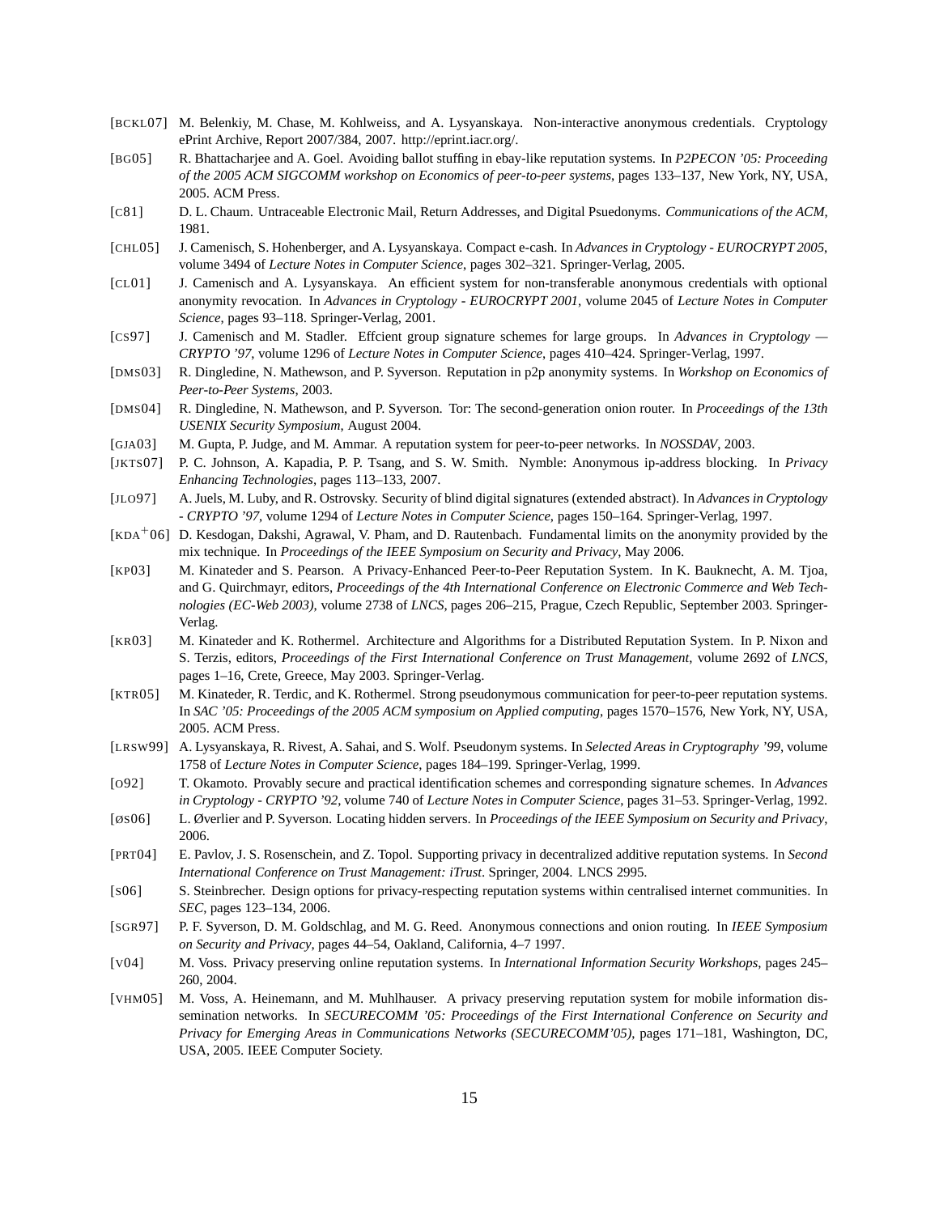[BCKL07] M. Belenkiy, M. Chase, M. Kohlweiss, and A. Lysyanskaya. Non-interactive anonymous credentials. Cryptology ePrint Archive, Report 2007/384, 2007. http://eprint.iacr.org/.

[BG05] R. Bhattacharjee and A. Goel. Avoiding ballot stuffing in ebay-like reputation systems. In *P2PECON '05: Proceeding of the 2005 ACM SIGCOMM workshop on Economics of peer-to-peer systems*, pages 133–137, New York, NY, USA, 2005. ACM Press.

[C81] D. L. Chaum. Untraceable Electronic Mail, Return Addresses, and Digital Psuedonyms. *Communications of the ACM*, 1981.

[CHL05] J. Camenisch, S. Hohenberger, and A. Lysyanskaya. Compact e-cash. In *Advances in Cryptology - EUROCRYPT 2005*, volume 3494 of *Lecture Notes in Computer Science*, pages 302–321. Springer-Verlag, 2005.

[CL01] J. Camenisch and A. Lysyanskaya. An efficient system for non-transferable anonymous credentials with optional anonymity revocation. In *Advances in Cryptology - EUROCRYPT 2001*, volume 2045 of *Lecture Notes in Computer Science*, pages 93–118. Springer-Verlag, 2001.

[CS97] J. Camenisch and M. Stadler. Effcient group signature schemes for large groups. In *Advances in Cryptology — CRYPTO '97*, volume 1296 of *Lecture Notes in Computer Science*, pages 410–424. Springer-Verlag, 1997.

[DMS03] R. Dingledine, N. Mathewson, and P. Syverson. Reputation in p2p anonymity systems. In *Workshop on Economics of Peer-to-Peer Systems*, 2003.

[DMS04] R. Dingledine, N. Mathewson, and P. Syverson. Tor: The second-generation onion router. In *Proceedings of the 13th USENIX Security Symposium*, August 2004.

[GJA03] M. Gupta, P. Judge, and M. Ammar. A reputation system for peer-to-peer networks. In *NOSSDAV*, 2003.

[JKTS07] P. C. Johnson, A. Kapadia, P. P. Tsang, and S. W. Smith. Nymble: Anonymous ip-address blocking. In *Privacy Enhancing Technologies*, pages 113–133, 2007.

[JLO97] A. Juels, M. Luby, and R. Ostrovsky. Security of blind digital signatures (extended abstract). In *Advances in Cryptology - CRYPTO '97*, volume 1294 of *Lecture Notes in Computer Science*, pages 150–164. Springer-Verlag, 1997.

[KDA+06] D. Kesdogan, Dakshi, Agrawal, V. Pham, and D. Rautenbach. Fundamental limits on the anonymity provided by the mix technique. In *Proceedings of the IEEE Symposium on Security and Privacy*, May 2006.

[KP03] M. Kinateder and S. Pearson. A Privacy-Enhanced Peer-to-Peer Reputation System. In K. Bauknecht, A. M. Tjoa, and G. Quirchmayr, editors, *Proceedings of the 4th International Conference on Electronic Commerce and Web Technologies (EC-Web 2003)*, volume 2738 of *LNCS*, pages 206–215, Prague, Czech Republic, September 2003. Springer-Verlag.

[KR03] M. Kinateder and K. Rothermel. Architecture and Algorithms for a Distributed Reputation System. In P. Nixon and S. Terzis, editors, *Proceedings of the First International Conference on Trust Management*, volume 2692 of *LNCS*, pages 1–16, Crete, Greece, May 2003. Springer-Verlag.

[KTR05] M. Kinateder, R. Terdic, and K. Rothermel. Strong pseudonymous communication for peer-to-peer reputation systems. In *SAC '05: Proceedings of the 2005 ACM symposium on Applied computing*, pages 1570–1576, New York, NY, USA, 2005. ACM Press.

[LRSW99] A. Lysyanskaya, R. Rivest, A. Sahai, and S. Wolf. Pseudonym systems. In *Selected Areas in Cryptography '99*, volume 1758 of *Lecture Notes in Computer Science*, pages 184–199. Springer-Verlag, 1999.

[O92] T. Okamoto. Provably secure and practical identification schemes and corresponding signature schemes. In *Advances in Cryptology - CRYPTO '92*, volume 740 of *Lecture Notes in Computer Science*, pages 31–53. Springer-Verlag, 1992.

[ØS06] L. Øverlier and P. Syverson. Locating hidden servers. In *Proceedings of the IEEE Symposium on Security and Privacy*, 2006.

[PRT04] E. Pavlov, J. S. Rosenschein, and Z. Topol. Supporting privacy in decentralized additive reputation systems. In *Second International Conference on Trust Management: iTrust*. Springer, 2004. LNCS 2995.

[S06] S. Steinbrecher. Design options for privacy-respecting reputation systems within centralised internet communities. In *SEC*, pages 123–134, 2006.

[SGR97] P. F. Syverson, D. M. Goldschlag, and M. G. Reed. Anonymous connections and onion routing. In *IEEE Symposium on Security and Privacy*, pages 44–54, Oakland, California, 4–7 1997.

[V04] M. Voss. Privacy preserving online reputation systems. In *International Information Security Workshops*, pages 245–260, 2004.

[VHM05] M. Voss, A. Heinemann, and M. Muhlhauser. A privacy preserving reputation system for mobile information dissemination networks. In *SECURECOMM '05: Proceedings of the First International Conference on Security and Privacy for Emerging Areas in Communications Networks (SECURECOMM'05)*, pages 171–181, Washington, DC, USA, 2005. IEEE Computer Society.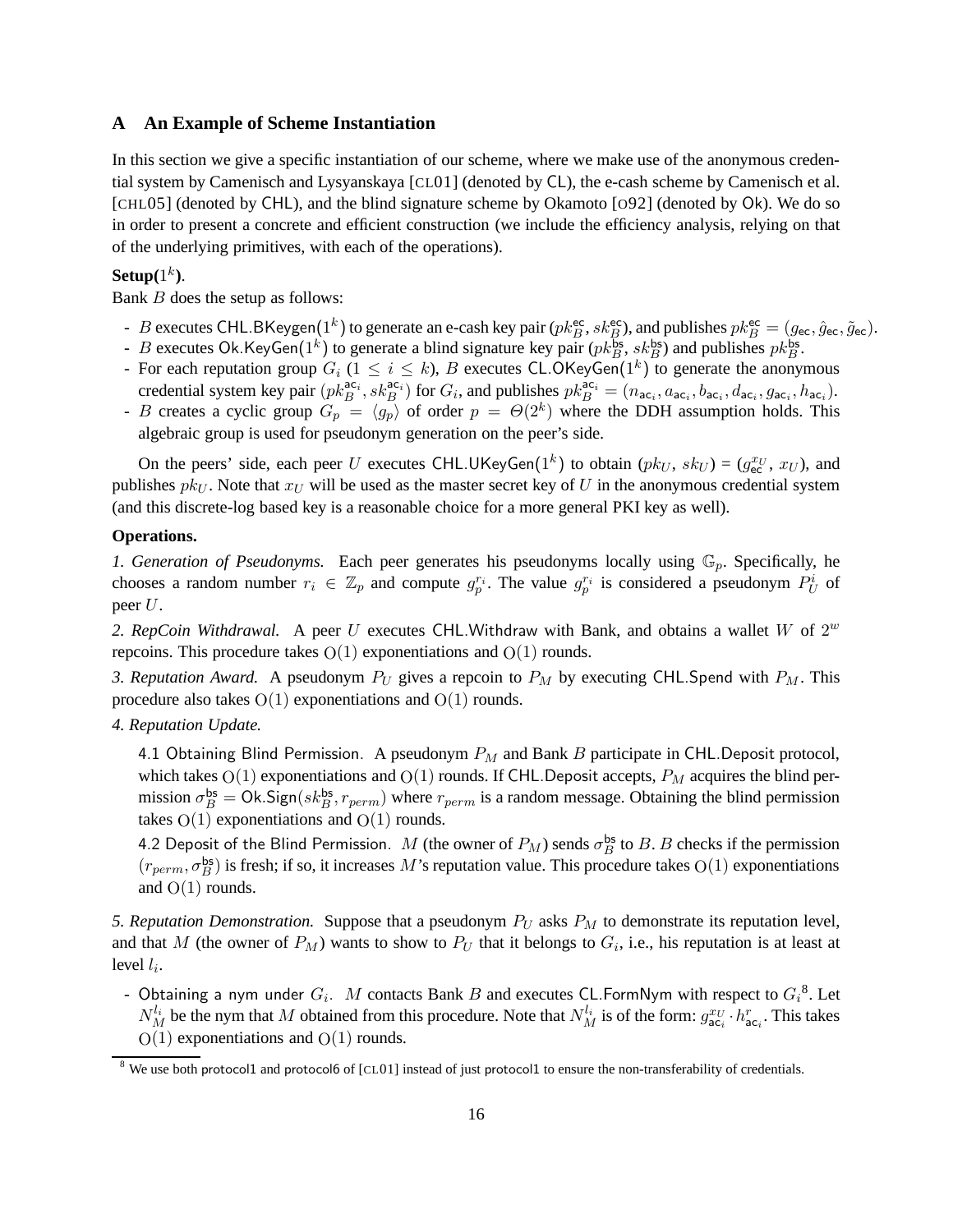## A An Example of Scheme Instantiation

In this section we give a specific instantiation of our scheme, where we make use of the anonymous credential system by Camenisch and Lysyanskaya [CL01] (denoted by CL), the e-cash scheme by Camenisch et al. [CHL05] (denoted by CHL), and the blind signature scheme by Okamoto [O92] (denoted by Ok). We do so in order to present a concrete and efficient construction (we include the efficiency analysis, relying on that of the underlying primitives, with each of the operations).

**Setup($1^k$).**
Bank $B$ does the setup as follows:

- $B$ executes CHL.BKeygen($1^k$) to generate an e-cash key pair ($pk_B^{\mathsf{ec}}, sk_B^{\mathsf{ec}}$), and publishes $pk_B^{\mathsf{ec}} = (g_{\mathsf{ec}}, \hat{g}_{\mathsf{ec}}, \tilde{g}_{\mathsf{ec}})$.
- $B$ executes Ok.KeyGen($1^k$) to generate a blind signature key pair ($pk_B^{\mathsf{bs}}$, $sk_B^{\mathsf{bs}}$) and publishes $pk_B^{\mathsf{bs}}$.
- For each reputation group $G_i$ ($1 \leq i \leq k$), $B$ executes CL.OKeyGen($1^k$) to generate the anonymous credential system key pair $(pk_B^{\mathsf{ac}_i}, sk_B^{\mathsf{ac}_i})$ for $G_i$, and publishes $pk_B^{\mathsf{ac}_i} = (n_{\mathsf{ac}_i}, a_{\mathsf{ac}_i}, b_{\mathsf{ac}_i}, d_{\mathsf{ac}_i}, g_{\mathsf{ac}_i}, h_{\mathsf{ac}_i})$.
- $B$ creates a cyclic group $G_p = \langle g_p \rangle$ of order $p = \Theta(2^k)$ where the DDH assumption holds. This algebraic group is used for pseudonym generation on the peer's side.

On the peers' side, each peer $U$ executes CHL.UKeyGen($1^k$) to obtain ($pk_U$, $sk_U$) = ($g_{\mathsf{ec}}^{x_U}$, $x_U$), and publishes $pk_U$. Note that $x_U$ will be used as the master secret key of $U$ in the anonymous credential system (and this discrete-log based key is a reasonable choice for a more general PKI key as well).

**Operations.**

*1. Generation of Pseudonyms.* Each peer generates his pseudonyms locally using $\mathbb{G}_p$. Specifically, he chooses a random number $r_i \in \mathbb{Z}_p$ and compute $g_p^{r_i}$. The value $g_p^{r_i}$ is considered a pseudonym $P_U^i$ of peer $U$.

*2. RepCoin Withdrawal.* A peer $U$ executes CHL.Withdraw with Bank, and obtains a wallet $W$ of $2^w$ repcoins. This procedure takes $O(1)$ exponentiations and $O(1)$ rounds.

*3. Reputation Award.* A pseudonym $P_U$ gives a repcoin to $P_M$ by executing CHL.Spend with $P_M$. This procedure also takes $O(1)$ exponentiations and $O(1)$ rounds.

*4. Reputation Update.*

4.1 Obtaining Blind Permission. A pseudonym $P_M$ and Bank $B$ participate in CHL.Deposit protocol, which takes $O(1)$ exponentiations and $O(1)$ rounds. If CHL.Deposit accepts, $P_M$ acquires the blind permission $\sigma_B^{\mathsf{bs}} = \mathsf{Ok.Sign}(sk_B^{\mathsf{bs}}, r_{perm})$ where $r_{perm}$ is a random message. Obtaining the blind permission takes $O(1)$ exponentiations and $O(1)$ rounds.

4.2 Deposit of the Blind Permission. $M$ (the owner of $P_M$) sends $\sigma_B^{\mathsf{bs}}$ to $B$. $B$ checks if the permission $(r_{perm}, \sigma_B^{\mathsf{bs}})$ is fresh; if so, it increases $M$'s reputation value. This procedure takes $O(1)$ exponentiations and $O(1)$ rounds.

*5. Reputation Demonstration.* Suppose that a pseudonym $P_U$ asks $P_M$ to demonstrate its reputation level, and that $M$ (the owner of $P_M$) wants to show to $P_U$ that it belongs to $G_i$, i.e., his reputation is at least at level $l_i$.

- Obtaining a nym under $G_i$. $M$ contacts Bank $B$ and executes CL.FormNym with respect to $G_i$[8]. Let $N_M^{l_i}$ be the nym that $M$ obtained from this procedure. Note that $N_M^{l_i}$ is of the form: $g_{\mathsf{ac}_i}^{x_U} \cdot h_{\mathsf{ac}_i}^{r}$. This takes $O(1)$ exponentiations and $O(1)$ rounds.

[8] We use both protocol1 and protocol6 of [CL01] instead of just protocol1 to ensure the non-transferability of credentials.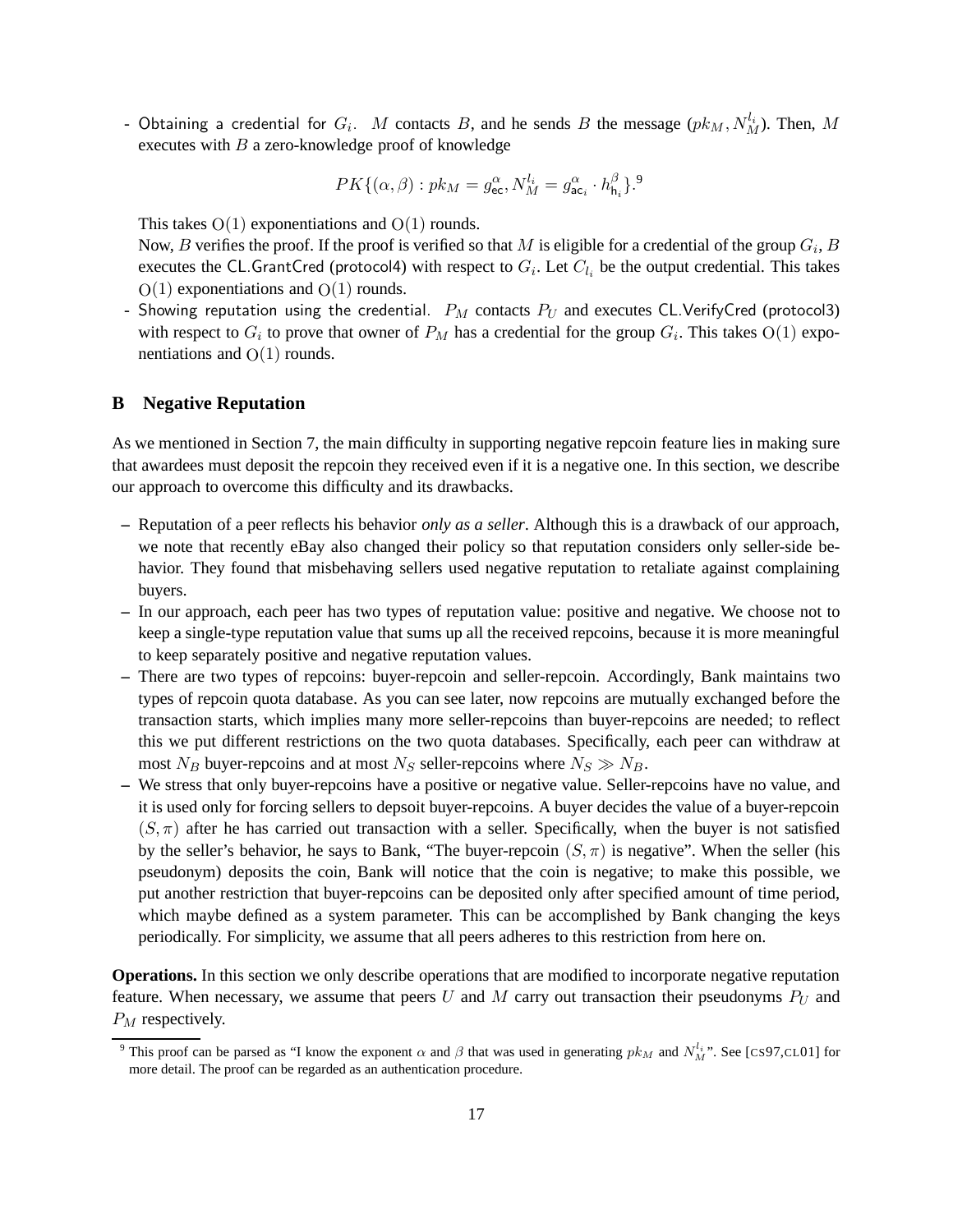- Obtaining a credential for $G_i$. $M$ contacts $B$, and he sends $B$ the message $(pk_M, N_M^{l_i})$. Then, $M$ executes with $B$ a zero-knowledge proof of knowledge

$$PK\{(\alpha, \beta) : pk_M = g_{\mathsf{ec}}^{\alpha}, N_M^{l_i} = g_{\mathsf{ac}_i}^{\alpha} \cdot h_{\mathsf{h}_i}^{\beta}\}.^9$$

  This takes $O(1)$ exponentiations and $O(1)$ rounds.
  Now, $B$ verifies the proof. If the proof is verified so that $M$ is eligible for a credential of the group $G_i$, $B$ executes the CL.GrantCred (protocol4) with respect to $G_i$. Let $C_{l_i}$ be the output credential. This takes $O(1)$ exponentiations and $O(1)$ rounds.
- Showing reputation using the credential. $P_M$ contacts $P_U$ and executes CL.VerifyCred (protocol3) with respect to $G_i$ to prove that owner of $P_M$ has a credential for the group $G_i$. This takes $O(1)$ exponentiations and $O(1)$ rounds.

## B Negative Reputation

As we mentioned in Section 7, the main difficulty in supporting negative repcoin feature lies in making sure that awardees must deposit the repcoin they received even if it is a negative one. In this section, we describe our approach to overcome this difficulty and its drawbacks.

– Reputation of a peer reflects his behavior *only as a seller*. Although this is a drawback of our approach, we note that recently eBay also changed their policy so that reputation considers only seller-side behavior. They found that misbehaving sellers used negative reputation to retaliate against complaining buyers.
– In our approach, each peer has two types of reputation value: positive and negative. We choose not to keep a single-type reputation value that sums up all the received repcoins, because it is more meaningful to keep separately positive and negative reputation values.
– There are two types of repcoins: buyer-repcoin and seller-repcoin. Accordingly, Bank maintains two types of repcoin quota database. As you can see later, now repcoins are mutually exchanged before the transaction starts, which implies many more seller-repcoins than buyer-repcoins are needed; to reflect this we put different restrictions on the two quota databases. Specifically, each peer can withdraw at most $N_B$ buyer-repcoins and at most $N_S$ seller-repcoins where $N_S \gg N_B$.
– We stress that only buyer-repcoins have a positive or negative value. Seller-repcoins have no value, and it is used only for forcing sellers to depsoit buyer-repcoins. A buyer decides the value of a buyer-repcoin $(S, \pi)$ after he has carried out transaction with a seller. Specifically, when the buyer is not satisfied by the seller's behavior, he says to Bank, "The buyer-repcoin $(S, \pi)$ is negative". When the seller (his pseudonym) deposits the coin, Bank will notice that the coin is negative; to make this possible, we put another restriction that buyer-repcoins can be deposited only after specified amount of time period, which maybe defined as a system parameter. This can be accomplished by Bank changing the keys periodically. For simplicity, we assume that all peers adheres to this restriction from here on.

**Operations.** In this section we only describe operations that are modified to incorporate negative reputation feature. When necessary, we assume that peers $U$ and $M$ carry out transaction their pseudonyms $P_U$ and $P_M$ respectively.

[9] This proof can be parsed as "I know the exponent $\alpha$ and $\beta$ that was used in generating $pk_M$ and $N_M^{l_i}$". See [CS97,CL01] for more detail. The proof can be regarded as an authentication procedure.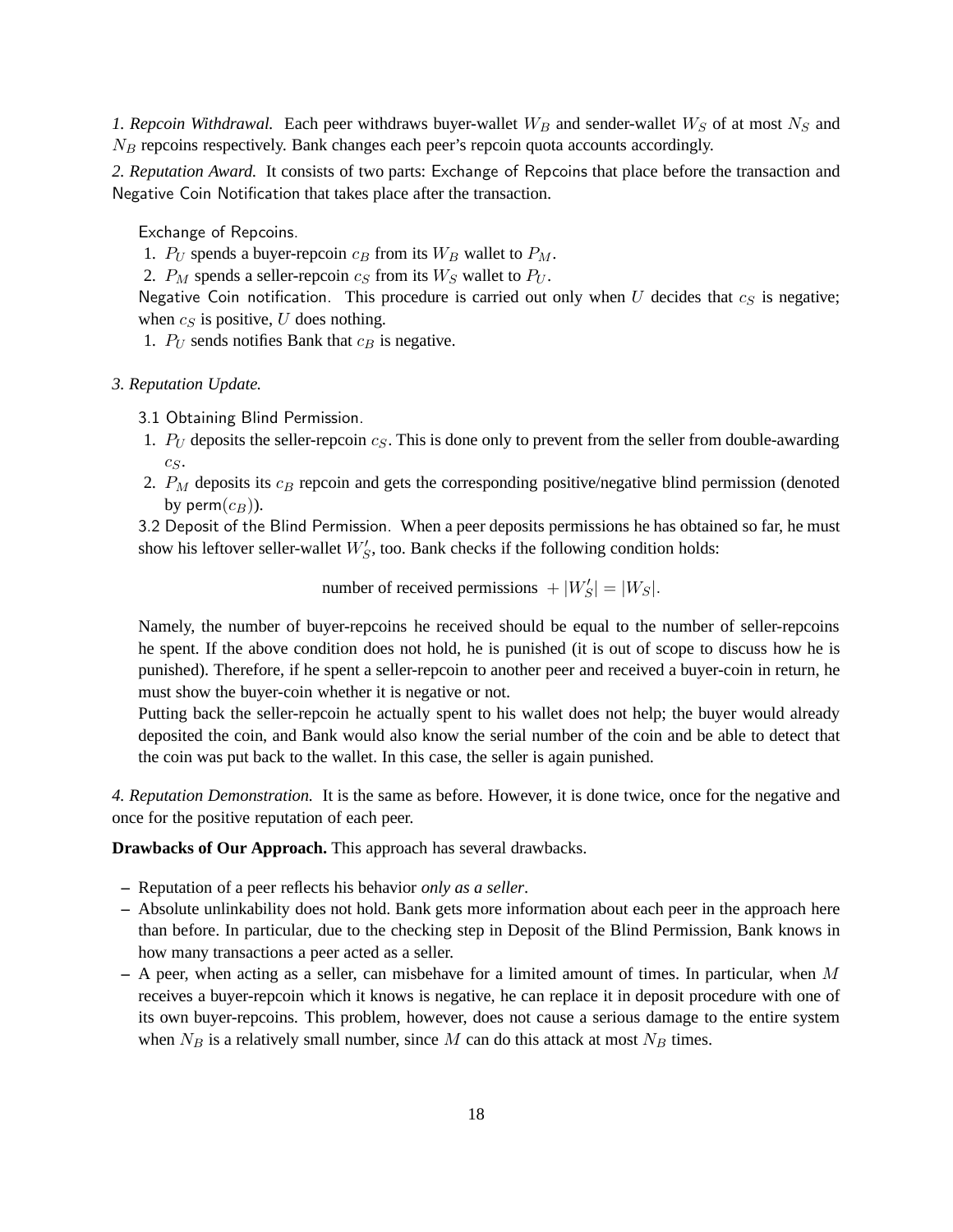*1. Repcoin Withdrawal.* Each peer withdraws buyer-wallet $W_B$ and sender-wallet $W_S$ of at most $N_S$ and $N_B$ repcoins respectively. Bank changes each peer's repcoin quota accounts accordingly.

*2. Reputation Award.* It consists of two parts: Exchange of Repcoins that place before the transaction and Negative Coin Notification that takes place after the transaction.

Exchange of Repcoins.

1. $P_U$ spends a buyer-repcoin $c_B$ from its $W_B$ wallet to $P_M$.
2. $P_M$ spends a seller-repcoin $c_S$ from its $W_S$ wallet to $P_U$.

Negative Coin notification. This procedure is carried out only when $U$ decides that $c_S$ is negative; when $c_S$ is positive, $U$ does nothing.

1. $P_U$ sends notifies Bank that $c_B$ is negative.

*3. Reputation Update.*

3.1 Obtaining Blind Permission.

1. $P_U$ deposits the seller-repcoin $c_S$. This is done only to prevent from the seller from double-awarding $c_S$.
2. $P_M$ deposits its $c_B$ repcoin and gets the corresponding positive/negative blind permission (denoted by $\mathsf{perm}(c_B)$).

3.2 Deposit of the Blind Permission. When a peer deposits permissions he has obtained so far, he must show his leftover seller-wallet $W'_S$, too. Bank checks if the following condition holds:

$$\text{number of received permissions } + |W'_S| = |W_S|.$$

Namely, the number of buyer-repcoins he received should be equal to the number of seller-repcoins he spent. If the above condition does not hold, he is punished (it is out of scope to discuss how he is punished). Therefore, if he spent a seller-repcoin to another peer and received a buyer-coin in return, he must show the buyer-coin whether it is negative or not.

Putting back the seller-repcoin he actually spent to his wallet does not help; the buyer would already deposited the coin, and Bank would also know the serial number of the coin and be able to detect that the coin was put back to the wallet. In this case, the seller is again punished.

*4. Reputation Demonstration.* It is the same as before. However, it is done twice, once for the negative and once for the positive reputation of each peer.

**Drawbacks of Our Approach.** This approach has several drawbacks.

- Reputation of a peer reflects his behavior *only as a seller*.
- Absolute unlinkability does not hold. Bank gets more information about each peer in the approach here than before. In particular, due to the checking step in Deposit of the Blind Permission, Bank knows in how many transactions a peer acted as a seller.
- A peer, when acting as a seller, can misbehave for a limited amount of times. In particular, when $M$ receives a buyer-repcoin which it knows is negative, he can replace it in deposit procedure with one of its own buyer-repcoins. This problem, however, does not cause a serious damage to the entire system when $N_B$ is a relatively small number, since $M$ can do this attack at most $N_B$ times.